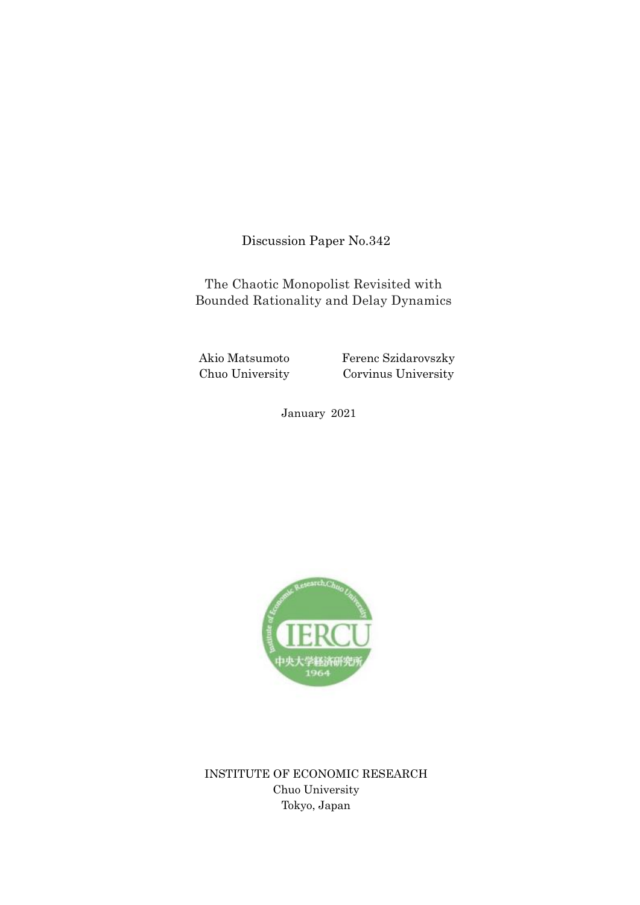Discussion Paper No.342

# The Chaotic Monopolist Revisited with Bounded Rationality and Delay Dynamics

| Akio Matsumoto | Ferenc Szidarovszky |
| --- | --- |
| Chuo University | Corvinus University |

January 2021

INSTITUTE OF ECONOMIC RESEARCH
Chuo University
Tokyo, Japan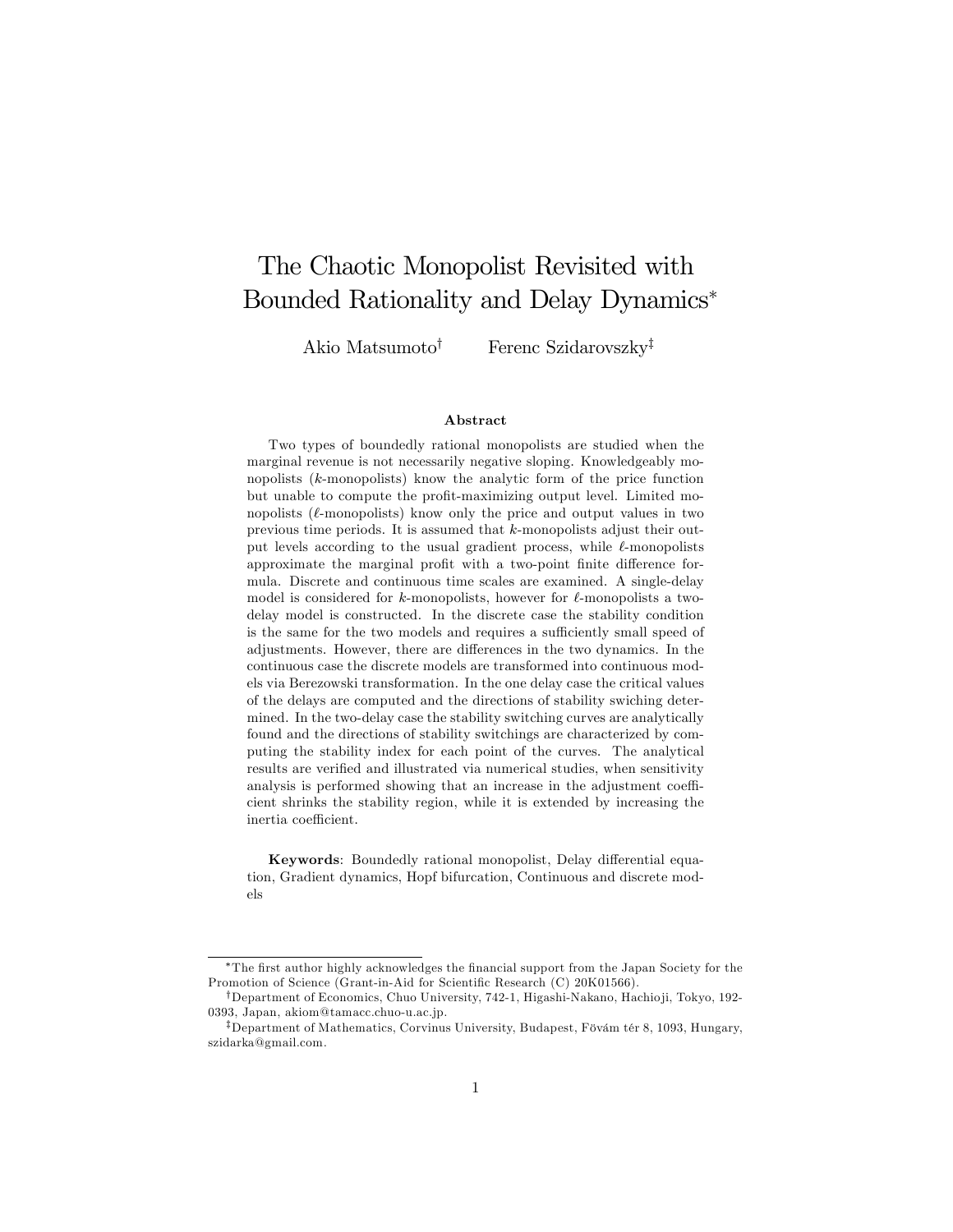# The Chaotic Monopolist Revisited with Bounded Rationality and Delay Dynamics*

Akio Matsumoto† Ferenc Szidarovszky‡

### Abstract

Two types of boundedly rational monopolists are studied when the marginal revenue is not necessarily negative sloping. Knowledgeably monopolists ($k$-monopolists) know the analytic form of the price function but unable to compute the profit-maximizing output level. Limited monopolists ($\ell$-monopolists) know only the price and output values in two previous time periods. It is assumed that $k$-monopolists adjust their output levels according to the usual gradient process, while $\ell$-monopolists approximate the marginal profit with a two-point finite difference formula. Discrete and continuous time scales are examined. A single-delay model is considered for $k$-monopolists, however for $\ell$-monopolists a two-delay model is constructed. In the discrete case the stability condition is the same for the two models and requires a sufficiently small speed of adjustments. However, there are differences in the two dynamics. In the continuous case the discrete models are transformed into continuous models via Berezowski transformation. In the one delay case the critical values of the delays are computed and the directions of stability swiching determined. In the two-delay case the stability switching curves are analytically found and the directions of stability switchings are characterized by computing the stability index for each point of the curves. The analytical results are verified and illustrated via numerical studies, when sensitivity analysis is performed showing that an increase in the adjustment coefficient shrinks the stability region, while it is extended by increasing the inertia coefficient.

**Keywords**: Boundedly rational monopolist, Delay differential equation, Gradient dynamics, Hopf bifurcation, Continuous and discrete models

---

*The first author highly acknowledges the financial support from the Japan Society for the Promotion of Science (Grant-in-Aid for Scientific Research (C) 20K01566).

†Department of Economics, Chuo University, 742-1, Higashi-Nakano, Hachioji, Tokyo, 192-0393, Japan, akiom@tamacc.chuo-u.ac.jp.

‡Department of Mathematics, Corvinus University, Budapest, Fövám tér 8, 1093, Hungary, szidarka@gmail.com.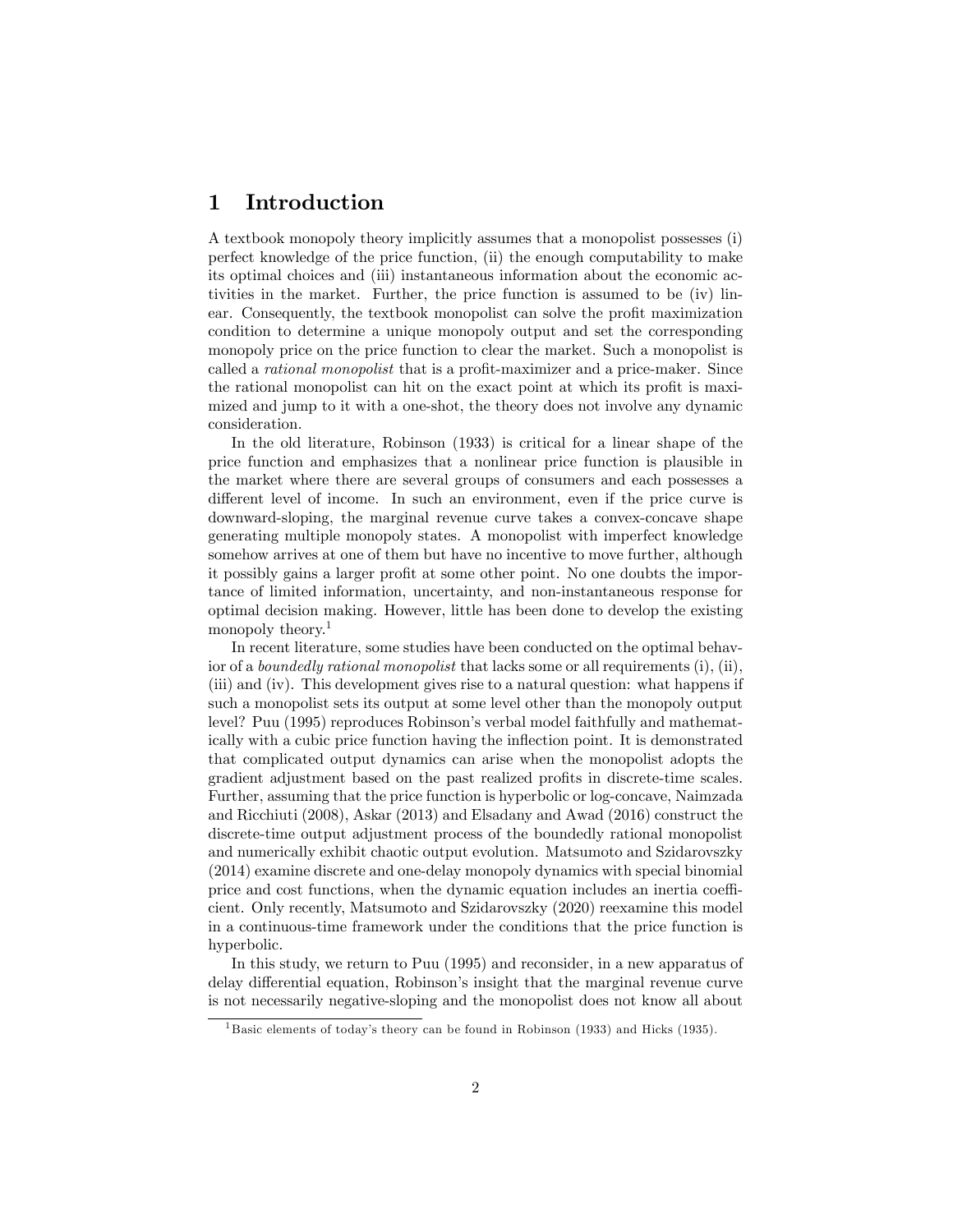# 1 Introduction

A textbook monopoly theory implicitly assumes that a monopolist possesses (i) perfect knowledge of the price function, (ii) the enough computability to make its optimal choices and (iii) instantaneous information about the economic activities in the market. Further, the price function is assumed to be (iv) linear. Consequently, the textbook monopolist can solve the profit maximization condition to determine a unique monopoly output and set the corresponding monopoly price on the price function to clear the market. Such a monopolist is called a *rational monopolist* that is a profit-maximizer and a price-maker. Since the rational monopolist can hit on the exact point at which its profit is maximized and jump to it with a one-shot, the theory does not involve any dynamic consideration.

In the old literature, Robinson (1933) is critical for a linear shape of the price function and emphasizes that a nonlinear price function is plausible in the market where there are several groups of consumers and each possesses a different level of income. In such an environment, even if the price curve is downward-sloping, the marginal revenue curve takes a convex-concave shape generating multiple monopoly states. A monopolist with imperfect knowledge somehow arrives at one of them but have no incentive to move further, although it possibly gains a larger profit at some other point. No one doubts the importance of limited information, uncertainty, and non-instantaneous response for optimal decision making. However, little has been done to develop the existing monopoly theory.[1]

In recent literature, some studies have been conducted on the optimal behavior of a *boundedly rational monopolist* that lacks some or all requirements (i), (ii), (iii) and (iv). This development gives rise to a natural question: what happens if such a monopolist sets its output at some level other than the monopoly output level? Puu (1995) reproduces Robinson's verbal model faithfully and mathematically with a cubic price function having the inflection point. It is demonstrated that complicated output dynamics can arise when the monopolist adopts the gradient adjustment based on the past realized profits in discrete-time scales. Further, assuming that the price function is hyperbolic or log-concave, Naimzada and Ricchiuti (2008), Askar (2013) and Elsadany and Awad (2016) construct the discrete-time output adjustment process of the boundedly rational monopolist and numerically exhibit chaotic output evolution. Matsumoto and Szidarovszky (2014) examine discrete and one-delay monopoly dynamics with special binomial price and cost functions, when the dynamic equation includes an inertia coefficient. Only recently, Matsumoto and Szidarovszky (2020) reexamine this model in a continuous-time framework under the conditions that the price function is hyperbolic.

In this study, we return to Puu (1995) and reconsider, in a new apparatus of delay differential equation, Robinson's insight that the marginal revenue curve is not necessarily negative-sloping and the monopolist does not know all about

[1] Basic elements of today's theory can be found in Robinson (1933) and Hicks (1935).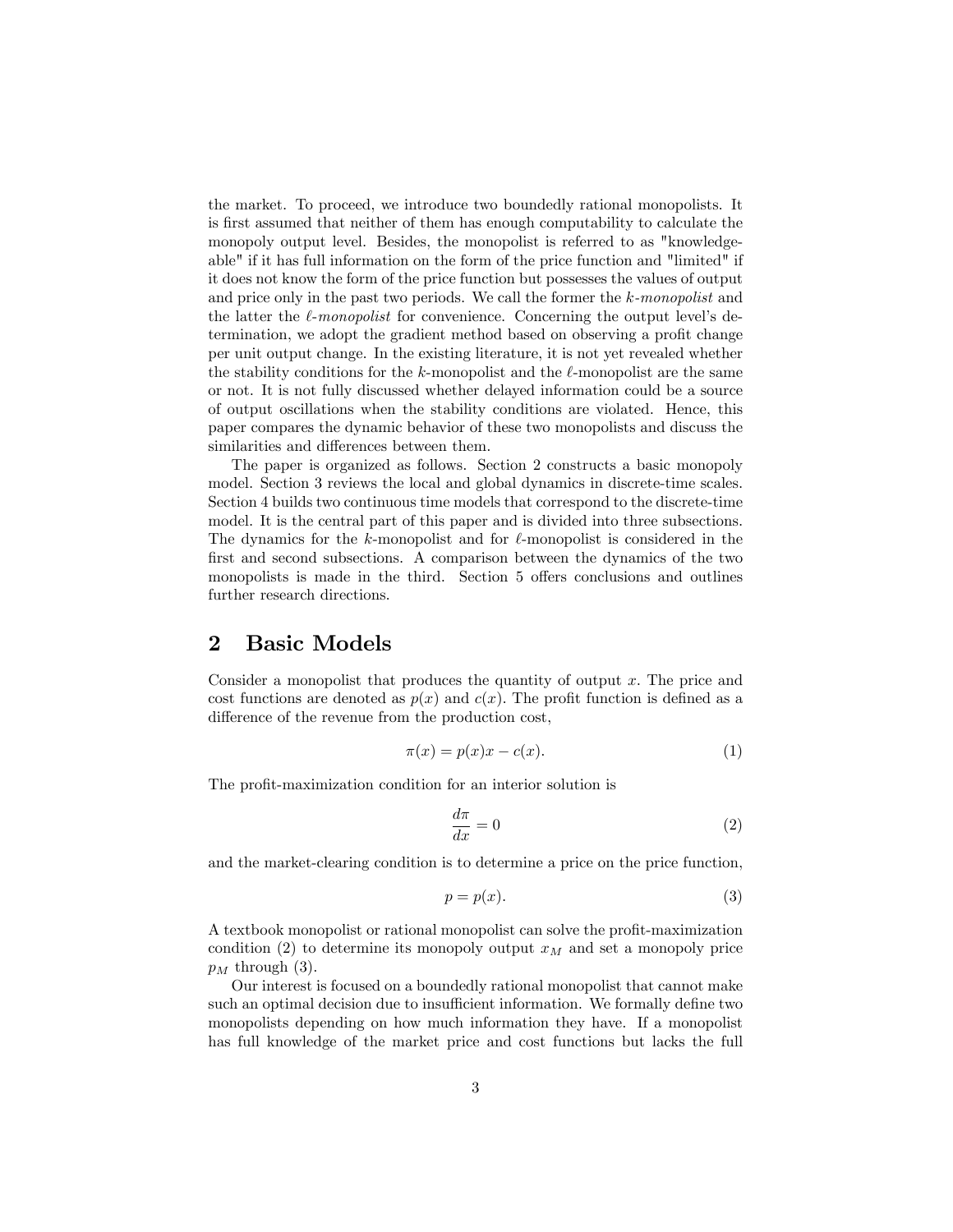the market. To proceed, we introduce two boundedly rational monopolists. It is first assumed that neither of them has enough computability to calculate the monopoly output level. Besides, the monopolist is referred to as "knowledgeable" if it has full information on the form of the price function and "limited" if it does not know the form of the price function but possesses the values of output and price only in the past two periods. We call the former the *k-monopolist* and the latter the *ℓ-monopolist* for convenience. Concerning the output level's determination, we adopt the gradient method based on observing a profit change per unit output change. In the existing literature, it is not yet revealed whether the stability conditions for the $k$-monopolist and the $\ell$-monopolist are the same or not. It is not fully discussed whether delayed information could be a source of output oscillations when the stability conditions are violated. Hence, this paper compares the dynamic behavior of these two monopolists and discuss the similarities and differences between them.

The paper is organized as follows. Section 2 constructs a basic monopoly model. Section 3 reviews the local and global dynamics in discrete-time scales. Section 4 builds two continuous time models that correspond to the discrete-time model. It is the central part of this paper and is divided into three subsections. The dynamics for the $k$-monopolist and for $\ell$-monopolist is considered in the first and second subsections. A comparison between the dynamics of the two monopolists is made in the third. Section 5 offers conclusions and outlines further research directions.

## 2 Basic Models

Consider a monopolist that produces the quantity of output $x$. The price and cost functions are denoted as $p(x)$ and $c(x)$. The profit function is defined as a difference of the revenue from the production cost,

$$\pi(x) = p(x)x - c(x). \tag{1}$$

The profit-maximization condition for an interior solution is

$$\frac{d\pi}{dx} = 0 \tag{2}$$

and the market-clearing condition is to determine a price on the price function,

$$p = p(x). \tag{3}$$

A textbook monopolist or rational monopolist can solve the profit-maximization condition (2) to determine its monopoly output $x_M$ and set a monopoly price $p_M$ through (3).

Our interest is focused on a boundedly rational monopolist that cannot make such an optimal decision due to insufficient information. We formally define two monopolists depending on how much information they have. If a monopolist has full knowledge of the market price and cost functions but lacks the full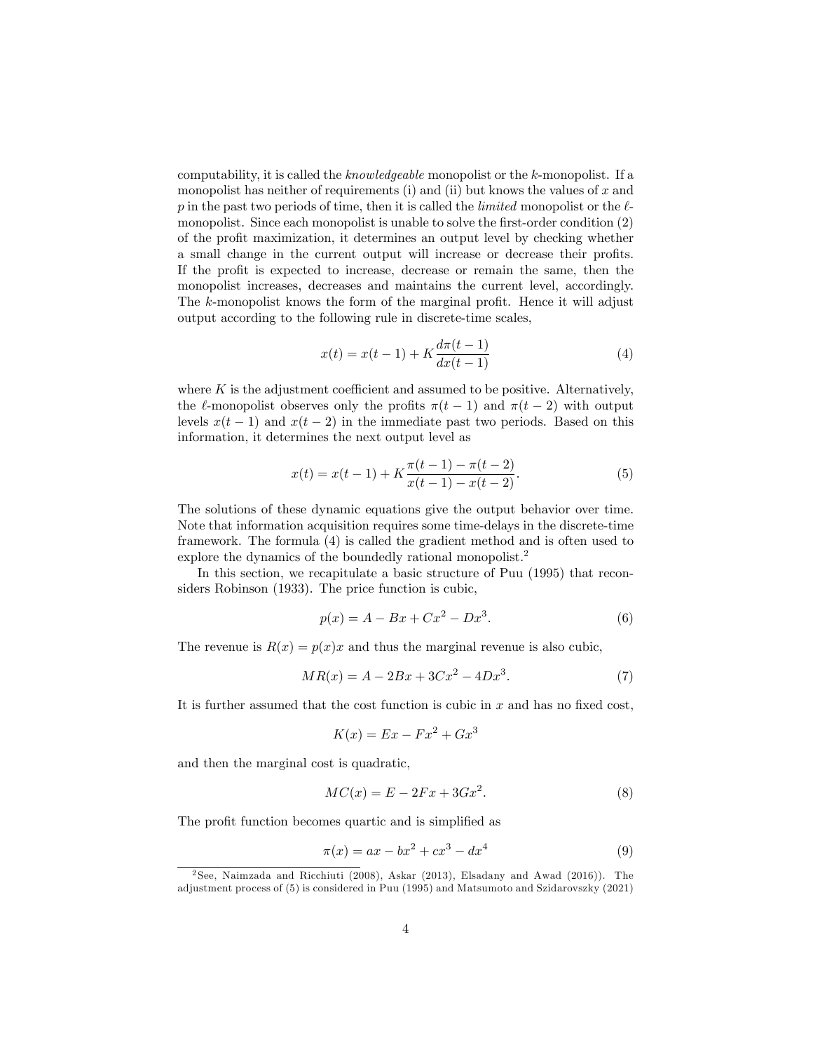computability, it is called the *knowledgeable* monopolist or the $k$-monopolist. If a monopolist has neither of requirements (i) and (ii) but knows the values of $x$ and $p$ in the past two periods of time, then it is called the *limited* monopolist or the $\ell$-monopolist. Since each monopolist is unable to solve the first-order condition (2) of the profit maximization, it determines an output level by checking whether a small change in the current output will increase or decrease their profits. If the profit is expected to increase, decrease or remain the same, then the monopolist increases, decreases and maintains the current level, accordingly. The $k$-monopolist knows the form of the marginal profit. Hence it will adjust output according to the following rule in discrete-time scales,

$$x(t) = x(t-1) + K\frac{d\pi(t-1)}{dx(t-1)} \tag{4}$$

where $K$ is the adjustment coefficient and assumed to be positive. Alternatively, the $\ell$-monopolist observes only the profits $\pi(t-1)$ and $\pi(t-2)$ with output levels $x(t-1)$ and $x(t-2)$ in the immediate past two periods. Based on this information, it determines the next output level as

$$x(t) = x(t-1) + K\frac{\pi(t-1) - \pi(t-2)}{x(t-1) - x(t-2)}. \tag{5}$$

The solutions of these dynamic equations give the output behavior over time. Note that information acquisition requires some time-delays in the discrete-time framework. The formula (4) is called the gradient method and is often used to explore the dynamics of the boundedly rational monopolist.[2]

In this section, we recapitulate a basic structure of Puu (1995) that reconsiders Robinson (1933). The price function is cubic,

$$p(x) = A - Bx + Cx^2 - Dx^3. \tag{6}$$

The revenue is $R(x) = p(x)x$ and thus the marginal revenue is also cubic,

$$MR(x) = A - 2Bx + 3Cx^2 - 4Dx^3. \tag{7}$$

It is further assumed that the cost function is cubic in $x$ and has no fixed cost,

$$K(x) = Ex - Fx^2 + Gx^3$$

and then the marginal cost is quadratic,

$$MC(x) = E - 2Fx + 3Gx^2. \tag{8}$$

The profit function becomes quartic and is simplified as

$$\pi(x) = ax - bx^2 + cx^3 - dx^4 \tag{9}$$

[2] See, Naimzada and Ricchiuti (2008), Askar (2013), Elsadany and Awad (2016)). The adjustment process of (5) is considered in Puu (1995) and Matsumoto and Szidarovszky (2021)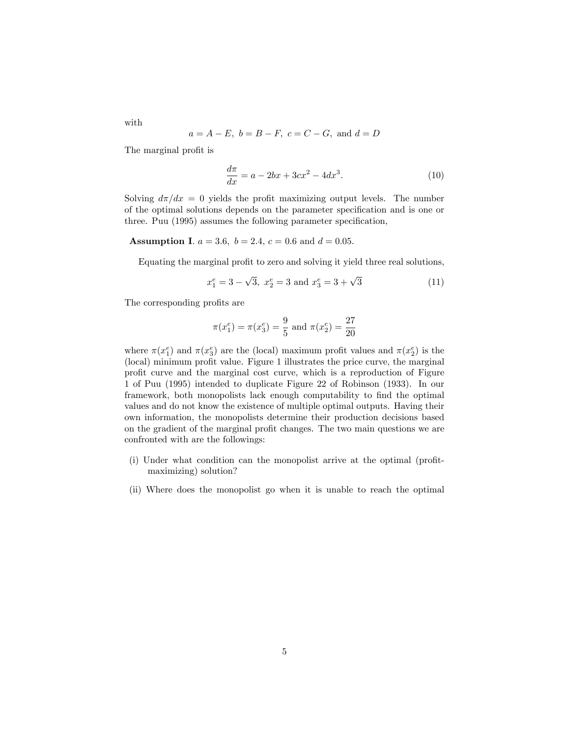with

$$a = A - E, \; b = B - F, \; c = C - G, \text{ and } d = D$$

The marginal profit is

$$\frac{d\pi}{dx} = a - 2bx + 3cx^2 - 4dx^3. \tag{10}$$

Solving $d\pi/dx = 0$ yields the profit maximizing output levels. The number of the optimal solutions depends on the parameter specification and is one or three. Puu (1995) assumes the following parameter specification,

**Assumption I**. $a = 3.6, \; b = 2.4, \; c = 0.6$ and $d = 0.05$.

Equating the marginal profit to zero and solving it yield three real solutions,

$$x_1^e = 3 - \sqrt{3}, \; x_2^e = 3 \text{ and } x_3^e = 3 + \sqrt{3} \tag{11}$$

The corresponding profits are

$$\pi(x_1^e) = \pi(x_3^e) = \frac{9}{5} \text{ and } \pi(x_2^e) = \frac{27}{20}$$

where $\pi(x_1^e)$ and $\pi(x_3^e)$ are the (local) maximum profit values and $\pi(x_2^e)$ is the (local) minimum profit value. Figure 1 illustrates the price curve, the marginal profit curve and the marginal cost curve, which is a reproduction of Figure 1 of Puu (1995) intended to duplicate Figure 22 of Robinson (1933). In our framework, both monopolists lack enough computability to find the optimal values and do not know the existence of multiple optimal outputs. Having their own information, the monopolists determine their production decisions based on the gradient of the marginal profit changes. The two main questions we are confronted with are the followings:

(i) Under what condition can the monopolist arrive at the optimal (profit-maximizing) solution?

(ii) Where does the monopolist go when it is unable to reach the optimal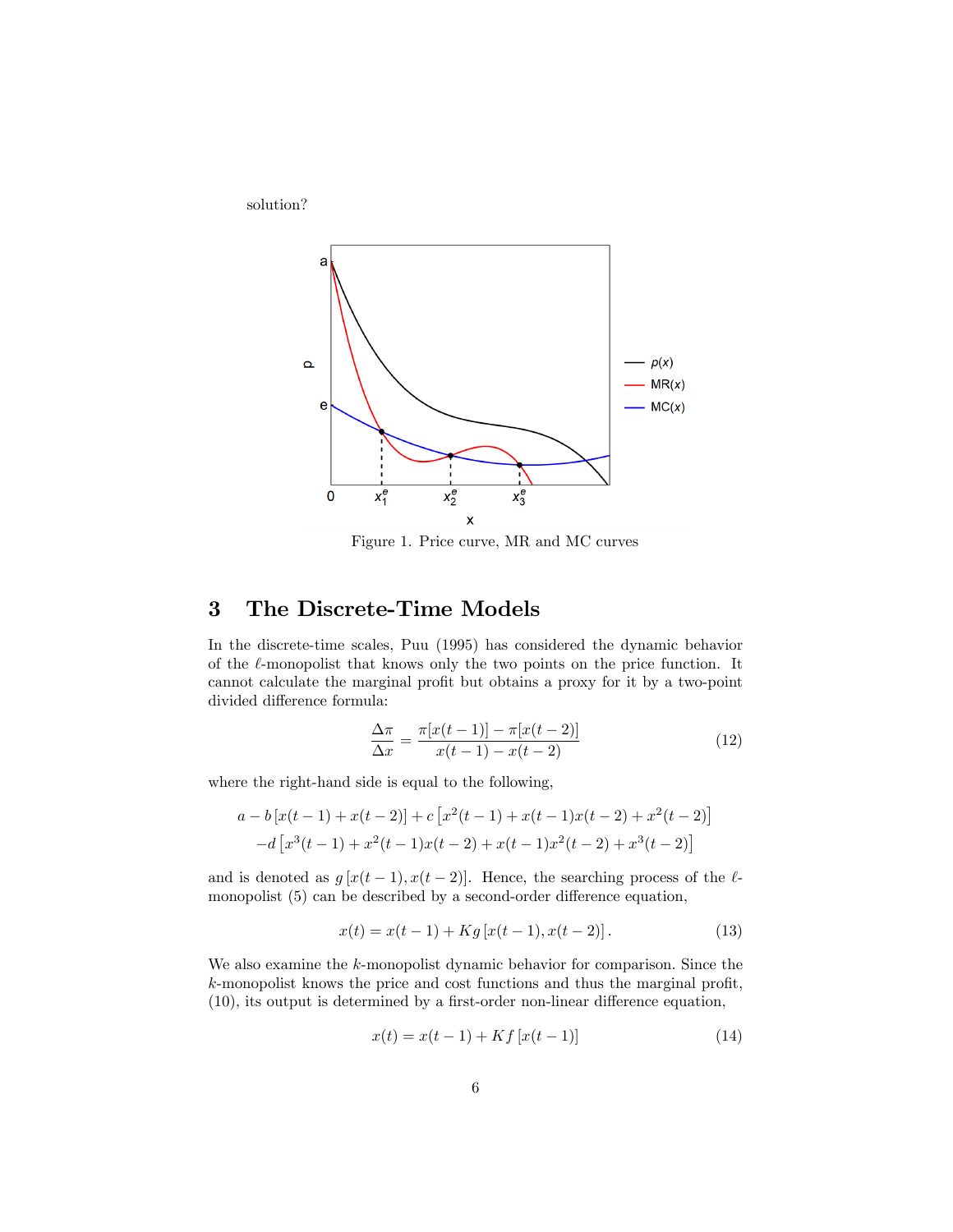solution?

Figure 1. Price curve, MR and MC curves

# 3 The Discrete-Time Models

In the discrete-time scales, Puu (1995) has considered the dynamic behavior of the $\ell$-monopolist that knows only the two points on the price function. It cannot calculate the marginal profit but obtains a proxy for it by a two-point divided difference formula:

$$\frac{\Delta\pi}{\Delta x} = \frac{\pi[x(t-1)] - \pi[x(t-2)]}{x(t-1) - x(t-2)} \tag{12}$$

where the right-hand side is equal to the following,

$$a - b\left[x(t-1) + x(t-2)\right] + c\left[x^2(t-1) + x(t-1)x(t-2) + x^2(t-2)\right]$$
$$-d\left[x^3(t-1) + x^2(t-1)x(t-2) + x(t-1)x^2(t-2) + x^3(t-2)\right]$$

and is denoted as $g\left[x(t-1), x(t-2)\right]$. Hence, the searching process of the $\ell$-monopolist (5) can be described by a second-order difference equation,

$$x(t) = x(t-1) + Kg\left[x(t-1), x(t-2)\right]. \tag{13}$$

We also examine the $k$-monopolist dynamic behavior for comparison. Since the $k$-monopolist knows the price and cost functions and thus the marginal profit, (10), its output is determined by a first-order non-linear difference equation,

$$x(t) = x(t-1) + Kf\left[x(t-1)\right] \tag{14}$$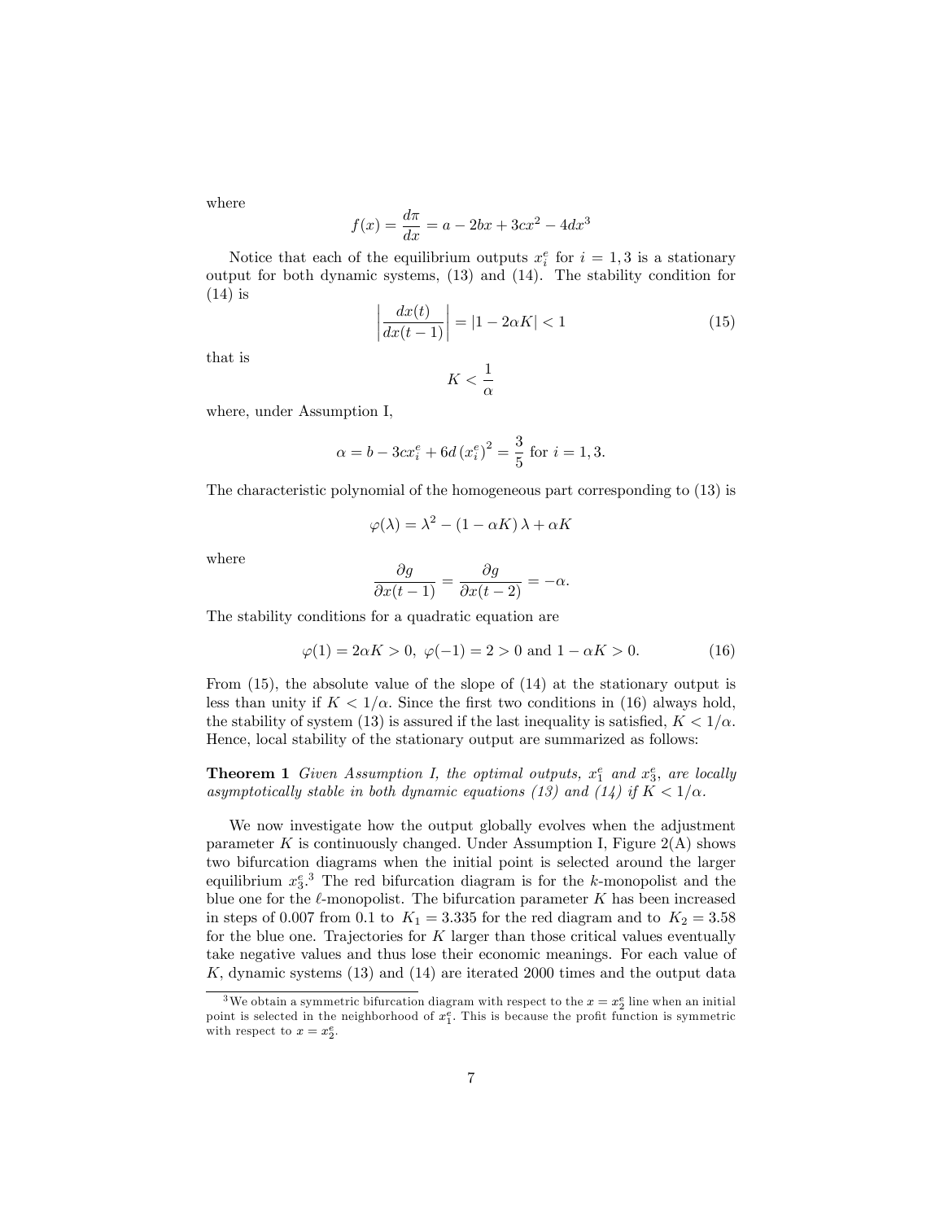where

$$f(x) = \frac{d\pi}{dx} = a - 2bx + 3cx^2 - 4dx^3$$

Notice that each of the equilibrium outputs $x_i^e$ for $i = 1, 3$ is a stationary output for both dynamic systems, (13) and (14). The stability condition for (14) is

$$\left| \frac{dx(t)}{dx(t-1)} \right| = |1 - 2\alpha K| < 1 \tag{15}$$

that is

$$K < \frac{1}{\alpha}$$

where, under Assumption I,

$$\alpha = b - 3cx_i^e + 6d\left(x_i^e\right)^2 = \frac{3}{5} \text{ for } i = 1, 3.$$

The characteristic polynomial of the homogeneous part corresponding to (13) is

$$\varphi(\lambda) = \lambda^2 - (1 - \alpha K)\lambda + \alpha K$$

where

$$\frac{\partial g}{\partial x(t-1)} = \frac{\partial g}{\partial x(t-2)} = -\alpha.$$

The stability conditions for a quadratic equation are

$$\varphi(1) = 2\alpha K > 0, \ \varphi(-1) = 2 > 0 \text{ and } 1 - \alpha K > 0. \tag{16}$$

From (15), the absolute value of the slope of (14) at the stationary output is less than unity if $K < 1/\alpha$. Since the first two conditions in (16) always hold, the stability of system (13) is assured if the last inequality is satisfied, $K < 1/\alpha$. Hence, local stability of the stationary output are summarized as follows:

**Theorem 1** *Given Assumption I, the optimal outputs, $x_1^e$ and $x_3^e$, are locally asymptotically stable in both dynamic equations (13) and (14) if $K < 1/\alpha$.*

We now investigate how the output globally evolves when the adjustment parameter $K$ is continuously changed. Under Assumption I, Figure 2(A) shows two bifurcation diagrams when the initial point is selected around the larger equilibrium $x_3^e$.[3] The red bifurcation diagram is for the $k$-monopolist and the blue one for the $\ell$-monopolist. The bifurcation parameter $K$ has been increased in steps of 0.007 from 0.1 to $K_1 = 3.335$ for the red diagram and to $K_2 = 3.58$ for the blue one. Trajectories for $K$ larger than those critical values eventually take negative values and thus lose their economic meanings. For each value of $K$, dynamic systems (13) and (14) are iterated 2000 times and the output data

[3] We obtain a symmetric bifurcation diagram with respect to the $x = x_2^e$ line when an initial point is selected in the neighborhood of $x_1^e$. This is because the profit function is symmetric with respect to $x = x_2^e$.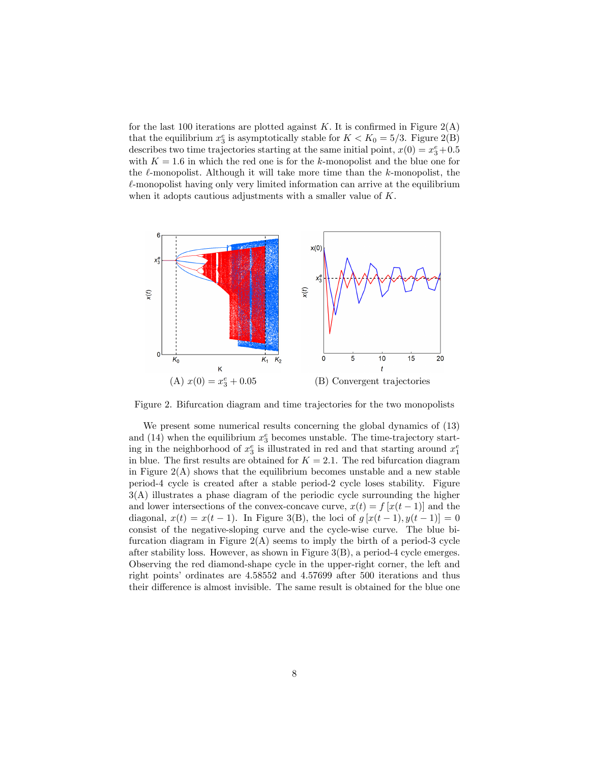for the last 100 iterations are plotted against $K$. It is confirmed in Figure 2(A) that the equilibrium $x_3^e$ is asymptotically stable for $K < K_0 = 5/3$. Figure 2(B) describes two time trajectories starting at the same initial point, $x(0) = x_3^e + 0.5$ with $K = 1.6$ in which the red one is for the $k$-monopolist and the blue one for the $\ell$-monopolist. Although it will take more time than the $k$-monopolist, the $\ell$-monopolist having only very limited information can arrive at the equilibrium when it adopts cautious adjustments with a smaller value of $K$.

(A) $x(0) = x_3^e + 0.05$

(B) Convergent trajectories

Figure 2. Bifurcation diagram and time trajectories for the two monopolists

We present some numerical results concerning the global dynamics of (13) and (14) when the equilibrium $x_3^e$ becomes unstable. The time-trajectory starting in the neighborhood of $x_3^e$ is illustrated in red and that starting around $x_1^e$ in blue. The first results are obtained for $K = 2.1$. The red bifurcation diagram in Figure 2(A) shows that the equilibrium becomes unstable and a new stable period-4 cycle is created after a stable period-2 cycle loses stability. Figure 3(A) illustrates a phase diagram of the periodic cycle surrounding the higher and lower intersections of the convex-concave curve, $x(t) = f[x(t-1)]$ and the diagonal, $x(t) = x(t-1)$. In Figure 3(B), the loci of $g[x(t-1), y(t-1)] = 0$ consist of the negative-sloping curve and the cycle-wise curve. The blue bifurcation diagram in Figure 2(A) seems to imply the birth of a period-3 cycle after stability loss. However, as shown in Figure 3(B), a period-4 cycle emerges. Observing the red diamond-shape cycle in the upper-right corner, the left and right points' ordinates are 4.58552 and 4.57699 after 500 iterations and thus their difference is almost invisible. The same result is obtained for the blue one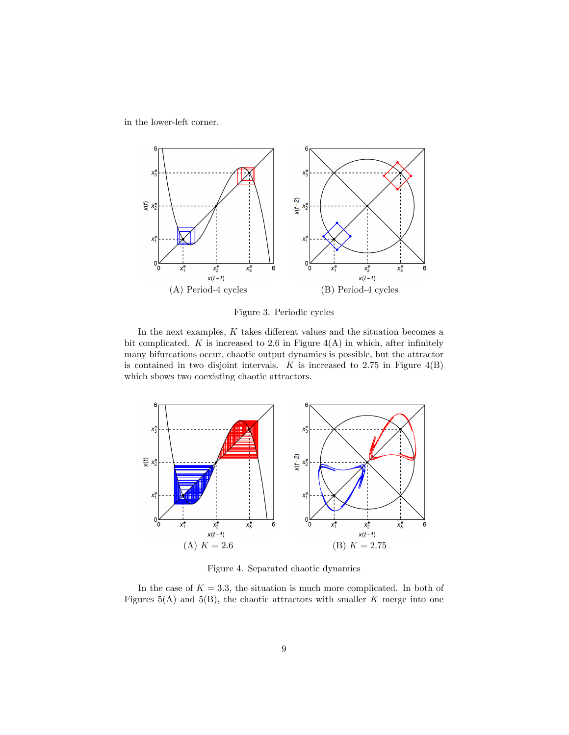in the lower-left corner.

(A) Period-4 cycles

(B) Period-4 cycles

Figure 3. Periodic cycles

In the next examples, $K$ takes different values and the situation becomes a bit complicated. $K$ is increased to 2.6 in Figure 4(A) in which, after infinitely many bifurcations occur, chaotic output dynamics is possible, but the attractor is contained in two disjoint intervals. $K$ is increased to 2.75 in Figure 4(B) which shows two coexisting chaotic attractors.

(A) $K = 2.6$

(B) $K = 2.75$

Figure 4. Separated chaotic dynamics

In the case of $K = 3.3$, the situation is much more complicated. In both of Figures 5(A) and 5(B), the chaotic attractors with smaller $K$ merge into one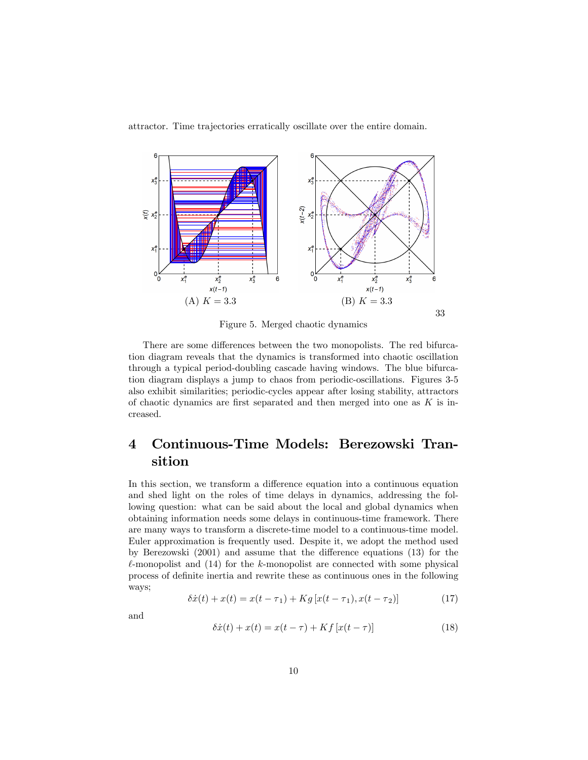attractor. Time trajectories erratically oscillate over the entire domain.

(A) $K = 3.3$ (B) $K = 3.3$

Figure 5. Merged chaotic dynamics

There are some differences between the two monopolists. The red bifurcation diagram reveals that the dynamics is transformed into chaotic oscillation through a typical period-doubling cascade having windows. The blue bifurcation diagram displays a jump to chaos from periodic-oscillations. Figures 3-5 also exhibit similarities; periodic-cycles appear after losing stability, attractors of chaotic dynamics are first separated and then merged into one as $K$ is increased.

# 4 Continuous-Time Models: Berezowski Transition

In this section, we transform a difference equation into a continuous equation and shed light on the roles of time delays in dynamics, addressing the following question: what can be said about the local and global dynamics when obtaining information needs some delays in continuous-time framework. There are many ways to transform a discrete-time model to a continuous-time model. Euler approximation is frequently used. Despite it, we adopt the method used by Berezowski (2001) and assume that the difference equations (13) for the $\ell$-monopolist and (14) for the $k$-monopolist are connected with some physical process of definite inertia and rewrite these as continuous ones in the following ways;

$$\delta \dot{x}(t) + x(t) = x(t - \tau_1) + Kg\left[x(t - \tau_1), x(t - \tau_2)\right] \tag{17}$$

and

$$\delta \dot{x}(t) + x(t) = x(t - \tau) + Kf\left[x(t - \tau)\right] \tag{18}$$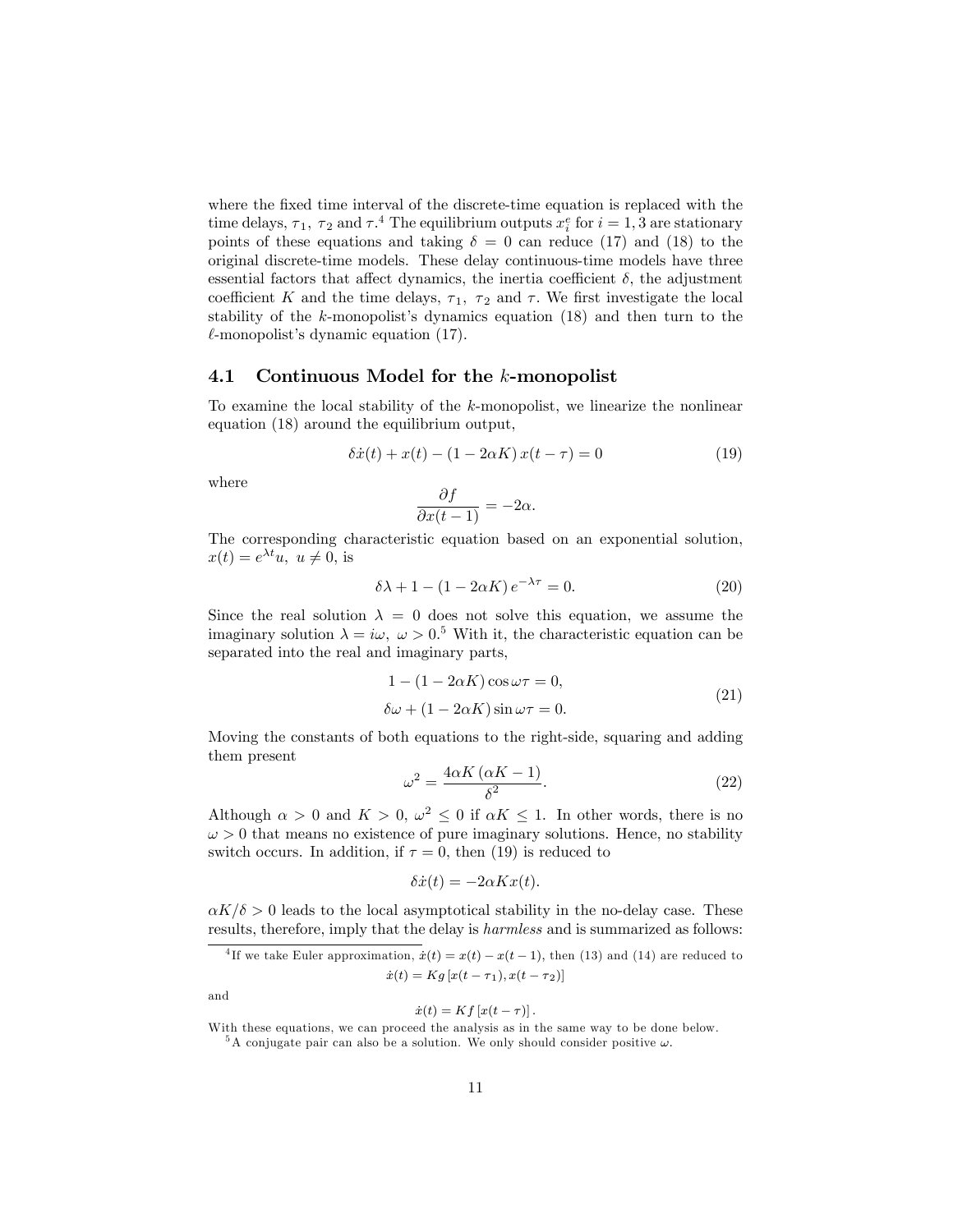where the fixed time interval of the discrete-time equation is replaced with the time delays, $\tau_1$, $\tau_2$ and $\tau$.[4] The equilibrium outputs $x_i^e$ for $i = 1, 3$ are stationary points of these equations and taking $\delta = 0$ can reduce (17) and (18) to the original discrete-time models. These delay continuous-time models have three essential factors that affect dynamics, the inertia coefficient $\delta$, the adjustment coefficient $K$ and the time delays, $\tau_1$, $\tau_2$ and $\tau$. We first investigate the local stability of the $k$-monopolist's dynamics equation (18) and then turn to the $\ell$-monopolist's dynamic equation (17).

## 4.1 Continuous Model for the $k$-monopolist

To examine the local stability of the $k$-monopolist, we linearize the nonlinear equation (18) around the equilibrium output,

$$\delta \dot{x}(t) + x(t) - (1 - 2\alpha K)\, x(t - \tau) = 0 \tag{19}$$

where

$$\frac{\partial f}{\partial x(t-1)} = -2\alpha.$$

The corresponding characteristic equation based on an exponential solution, $x(t) = e^{\lambda t} u, \ u \neq 0$, is

$$\delta \lambda + 1 - (1 - 2\alpha K)\, e^{-\lambda \tau} = 0. \tag{20}$$

Since the real solution $\lambda = 0$ does not solve this equation, we assume the imaginary solution $\lambda = i\omega, \ \omega > 0$.[5] With it, the characteristic equation can be separated into the real and imaginary parts,

$$\begin{aligned} 1 - (1 - 2\alpha K)\cos \omega\tau &= 0, \\ \delta\omega + (1 - 2\alpha K)\sin \omega\tau &= 0. \end{aligned} \tag{21}$$

Moving the constants of both equations to the right-side, squaring and adding them present

$$\omega^2 = \frac{4\alpha K\,(\alpha K - 1)}{\delta^2}. \tag{22}$$

Although $\alpha > 0$ and $K > 0$, $\omega^2 \leq 0$ if $\alpha K \leq 1$. In other words, there is no $\omega > 0$ that means no existence of pure imaginary solutions. Hence, no stability switch occurs. In addition, if $\tau = 0$, then (19) is reduced to

$$\delta \dot{x}(t) = -2\alpha K x(t).$$

$\alpha K / \delta > 0$ leads to the local asymptotical stability in the no-delay case. These results, therefore, imply that the delay is *harmless* and is summarized as follows:

---

[4] If we take Euler approximation, $\dot{x}(t) = x(t) - x(t-1)$, then (13) and (14) are reduced to

$$\dot{x}(t) = K g\,[x(t - \tau_1), x(t - \tau_2)]$$

and

$$\dot{x}(t) = K f\,[x(t - \tau)]\,.$$

With these equations, we can proceed the analysis as in the same way to be done below.

[5] A conjugate pair can also be a solution. We only should consider positive $\omega$.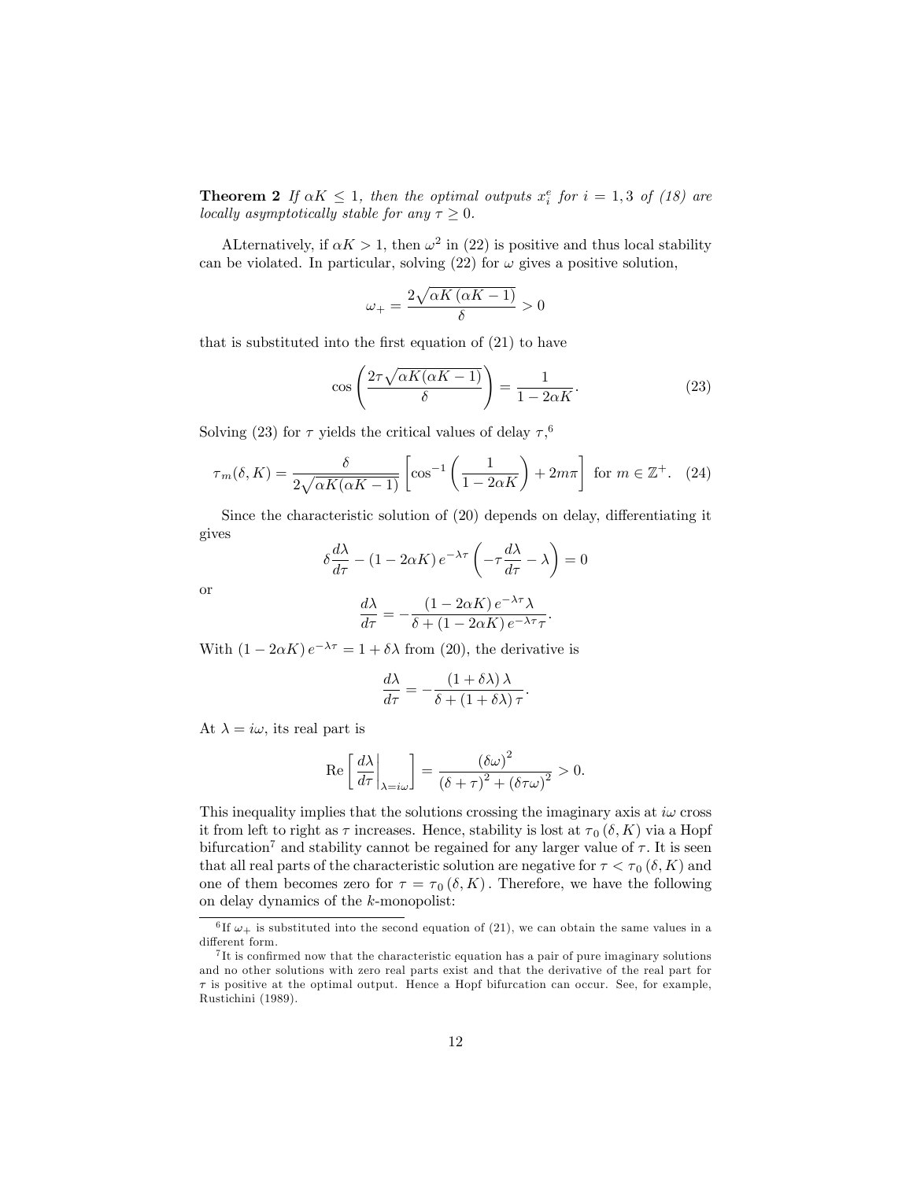**Theorem 2** *If $\alpha K \leq 1$, then the optimal outputs $x_i^e$ for $i = 1, 3$ of (18) are locally asymptotically stable for any $\tau \geq 0$.*

ALternatively, if $\alpha K > 1$, then $\omega^2$ in (22) is positive and thus local stability can be violated. In particular, solving (22) for $\omega$ gives a positive solution,

$$\omega_+ = \frac{2\sqrt{\alpha K\left(\alpha K - 1\right)}}{\delta} > 0$$

that is substituted into the first equation of (21) to have

$$\cos\left(\frac{2\tau\sqrt{\alpha K(\alpha K - 1)}}{\delta}\right) = \frac{1}{1 - 2\alpha K}. \tag{23}$$

Solving (23) for $\tau$ yields the critical values of delay $\tau$,[6]

$$\tau_m(\delta, K) = \frac{\delta}{2\sqrt{\alpha K(\alpha K - 1)}}\left[\cos^{-1}\left(\frac{1}{1 - 2\alpha K}\right) + 2m\pi\right] \text{ for } m \in \mathbb{Z}^+. \tag{24}$$

Since the characteristic solution of (20) depends on delay, differentiating it gives

$$\delta\frac{d\lambda}{d\tau} - \left(1 - 2\alpha K\right)e^{-\lambda\tau}\left(-\tau\frac{d\lambda}{d\tau} - \lambda\right) = 0$$

or

$$\frac{d\lambda}{d\tau} = -\frac{\left(1 - 2\alpha K\right)e^{-\lambda\tau}\lambda}{\delta + \left(1 - 2\alpha K\right)e^{-\lambda\tau}\tau}.$$

With $\left(1 - 2\alpha K\right)e^{-\lambda\tau} = 1 + \delta\lambda$ from (20), the derivative is

$$\frac{d\lambda}{d\tau} = -\frac{\left(1 + \delta\lambda\right)\lambda}{\delta + \left(1 + \delta\lambda\right)\tau}.$$

At $\lambda = i\omega$, its real part is

$$\operatorname{Re}\left[\left.\frac{d\lambda}{d\tau}\right|_{\lambda = i\omega}\right] = \frac{\left(\delta\omega\right)^2}{\left(\delta + \tau\right)^2 + \left(\delta\tau\omega\right)^2} > 0.$$

This inequality implies that the solutions crossing the imaginary axis at $i\omega$ cross it from left to right as $\tau$ increases. Hence, stability is lost at $\tau_0\left(\delta, K\right)$ via a Hopf bifurcation[7] and stability cannot be regained for any larger value of $\tau$. It is seen that all real parts of the characteristic solution are negative for $\tau < \tau_0\left(\delta, K\right)$ and one of them becomes zero for $\tau = \tau_0\left(\delta, K\right)$. Therefore, we have the following on delay dynamics of the $k$-monopolist:

---

[6] If $\omega_+$ is substituted into the second equation of (21), we can obtain the same values in a different form.

[7] It is confirmed now that the characteristic equation has a pair of pure imaginary solutions and no other solutions with zero real parts exist and that the derivative of the real part for $\tau$ is positive at the optimal output. Hence a Hopf bifurcation can occur. See, for example, Rustichini (1989).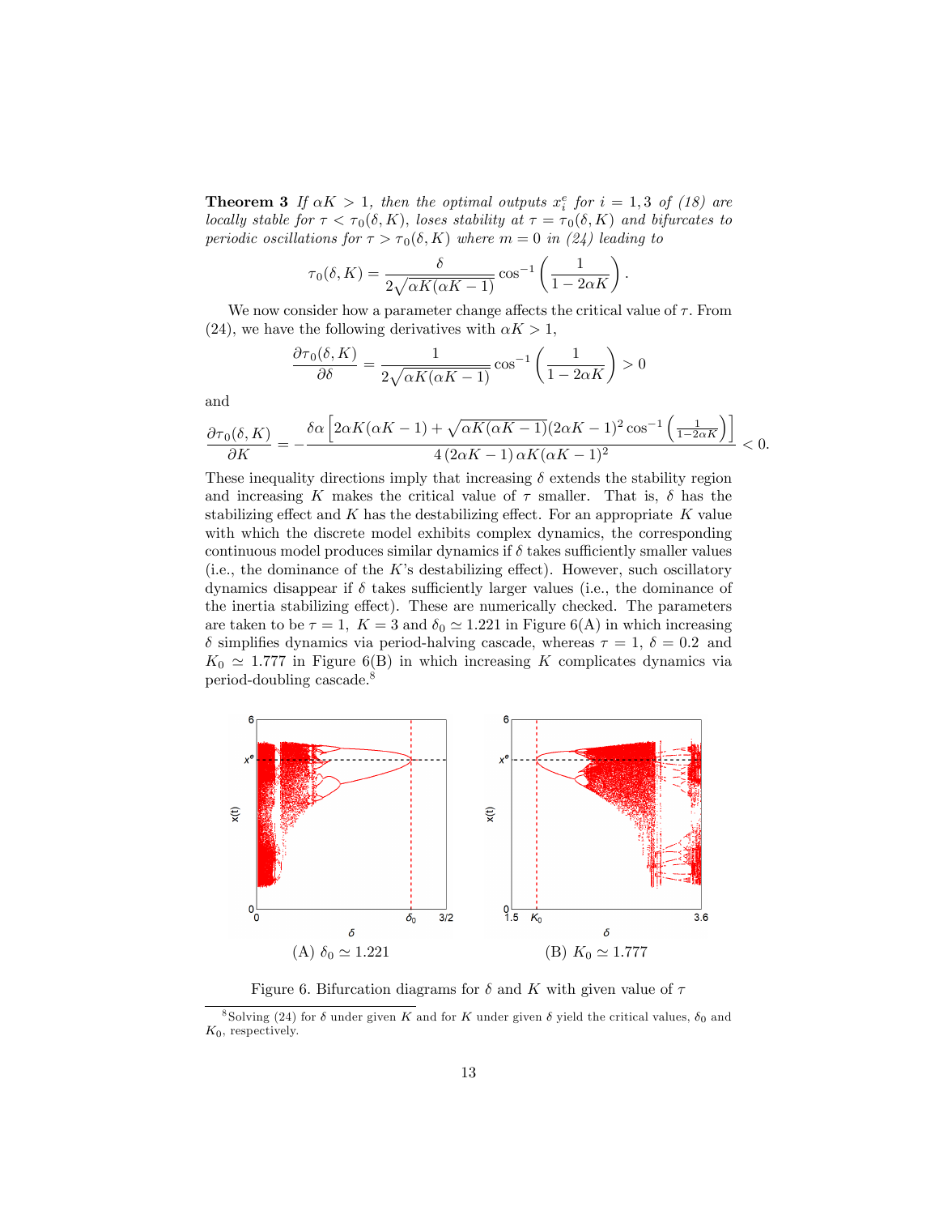**Theorem 3** *If $\alpha K > 1$, then the optimal outputs $x_i^e$ for $i = 1, 3$ of (18) are locally stable for $\tau < \tau_0(\delta, K)$, loses stability at $\tau = \tau_0(\delta, K)$ and bifurcates to periodic oscillations for $\tau > \tau_0(\delta, K)$ where $m = 0$ in (24) leading to*

$$\tau_0(\delta, K) = \frac{\delta}{2\sqrt{\alpha K(\alpha K - 1)}} \cos^{-1}\left(\frac{1}{1 - 2\alpha K}\right).$$

We now consider how a parameter change affects the critical value of $\tau$. From (24), we have the following derivatives with $\alpha K > 1$,

$$\frac{\partial \tau_0(\delta, K)}{\partial \delta} = \frac{1}{2\sqrt{\alpha K(\alpha K - 1)}} \cos^{-1}\left(\frac{1}{1 - 2\alpha K}\right) > 0$$

and

$$\frac{\partial \tau_0(\delta, K)}{\partial K} = -\frac{\delta\alpha\left[2\alpha K(\alpha K - 1) + \sqrt{\alpha K(\alpha K - 1)}(2\alpha K - 1)^2 \cos^{-1}\left(\frac{1}{1 - 2\alpha K}\right)\right]}{4(2\alpha K - 1)\alpha K(\alpha K - 1)^2} < 0.$$

These inequality directions imply that increasing $\delta$ extends the stability region and increasing $K$ makes the critical value of $\tau$ smaller. That is, $\delta$ has the stabilizing effect and $K$ has the destabilizing effect. For an appropriate $K$ value with which the discrete model exhibits complex dynamics, the corresponding continuous model produces similar dynamics if $\delta$ takes sufficiently smaller values (i.e., the dominance of the $K$'s destabilizing effect). However, such oscillatory dynamics disappear if $\delta$ takes sufficiently larger values (i.e., the dominance of the inertia stabilizing effect). These are numerically checked. The parameters are taken to be $\tau = 1$, $K = 3$ and $\delta_0 \simeq 1.221$ in Figure 6(A) in which increasing $\delta$ simplifies dynamics via period-halving cascade, whereas $\tau = 1$, $\delta = 0.2$ and $K_0 \simeq 1.777$ in Figure 6(B) in which increasing $K$ complicates dynamics via period-doubling cascade.[8]

(A) $\delta_0 \simeq 1.221$

(B) $K_0 \simeq 1.777$

Figure 6. Bifurcation diagrams for $\delta$ and $K$ with given value of $\tau$

[8] Solving (24) for $\delta$ under given $K$ and for $K$ under given $\delta$ yield the critical values, $\delta_0$ and $K_0$, respectively.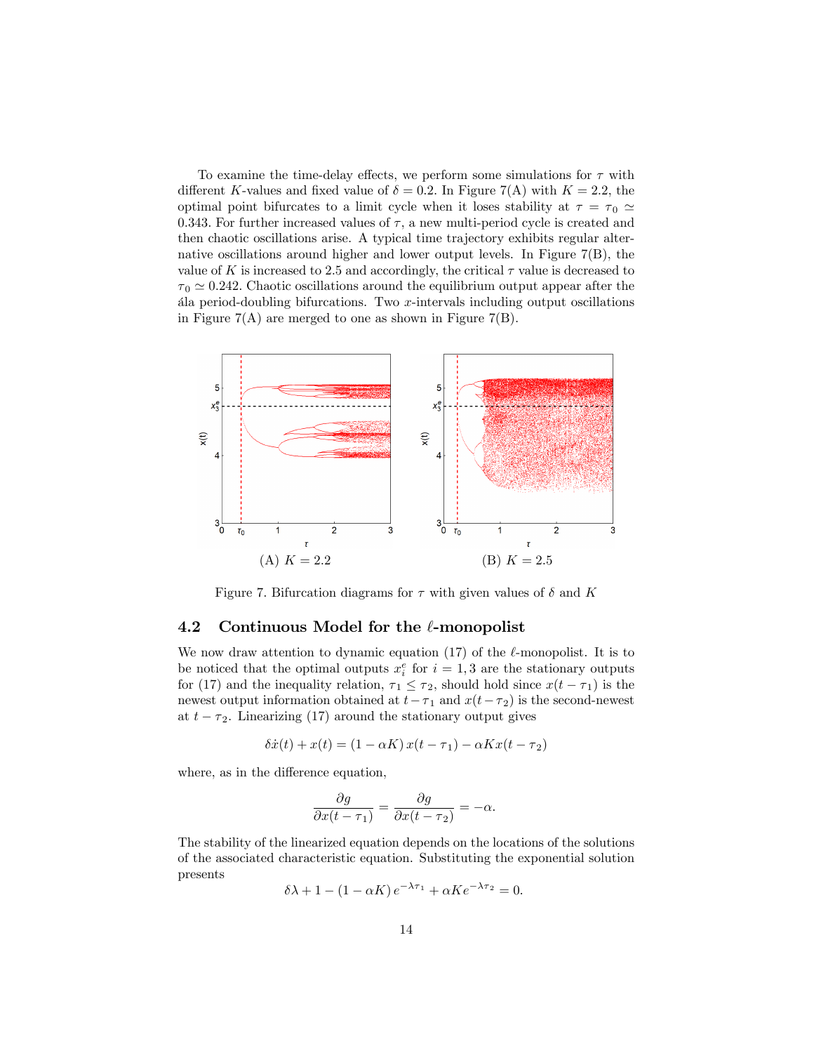To examine the time-delay effects, we perform some simulations for $\tau$ with different $K$-values and fixed value of $\delta = 0.2$. In Figure 7(A) with $K = 2.2$, the optimal point bifurcates to a limit cycle when it loses stability at $\tau = \tau_0 \simeq 0.343$. For further increased values of $\tau$, a new multi-period cycle is created and then chaotic oscillations arise. A typical time trajectory exhibits regular alternative oscillations around higher and lower output levels. In Figure 7(B), the value of $K$ is increased to 2.5 and accordingly, the critical $\tau$ value is decreased to $\tau_0 \simeq 0.242$. Chaotic oscillations around the equilibrium output appear after the ála period-doubling bifurcations. Two $x$-intervals including output oscillations in Figure 7(A) are merged to one as shown in Figure 7(B).

(A) $K = 2.2$

(B) $K = 2.5$

Figure 7. Bifurcation diagrams for $\tau$ with given values of $\delta$ and $K$

## 4.2 Continuous Model for the $\ell$-monopolist

We now draw attention to dynamic equation (17) of the $\ell$-monopolist. It is to be noticed that the optimal outputs $x_i^e$ for $i = 1, 3$ are the stationary outputs for (17) and the inequality relation, $\tau_1 \leq \tau_2$, should hold since $x(t - \tau_1)$ is the newest output information obtained at $t - \tau_1$ and $x(t - \tau_2)$ is the second-newest at $t - \tau_2$. Linearizing (17) around the stationary output gives

$$\delta \dot{x}(t) + x(t) = (1 - \alpha K)\, x(t - \tau_1) - \alpha K x(t - \tau_2)$$

where, as in the difference equation,

$$\frac{\partial g}{\partial x(t - \tau_1)} = \frac{\partial g}{\partial x(t - \tau_2)} = -\alpha.$$

The stability of the linearized equation depends on the locations of the solutions of the associated characteristic equation. Substituting the exponential solution presents

$$\delta \lambda + 1 - (1 - \alpha K)\, e^{-\lambda \tau_1} + \alpha K e^{-\lambda \tau_2} = 0.$$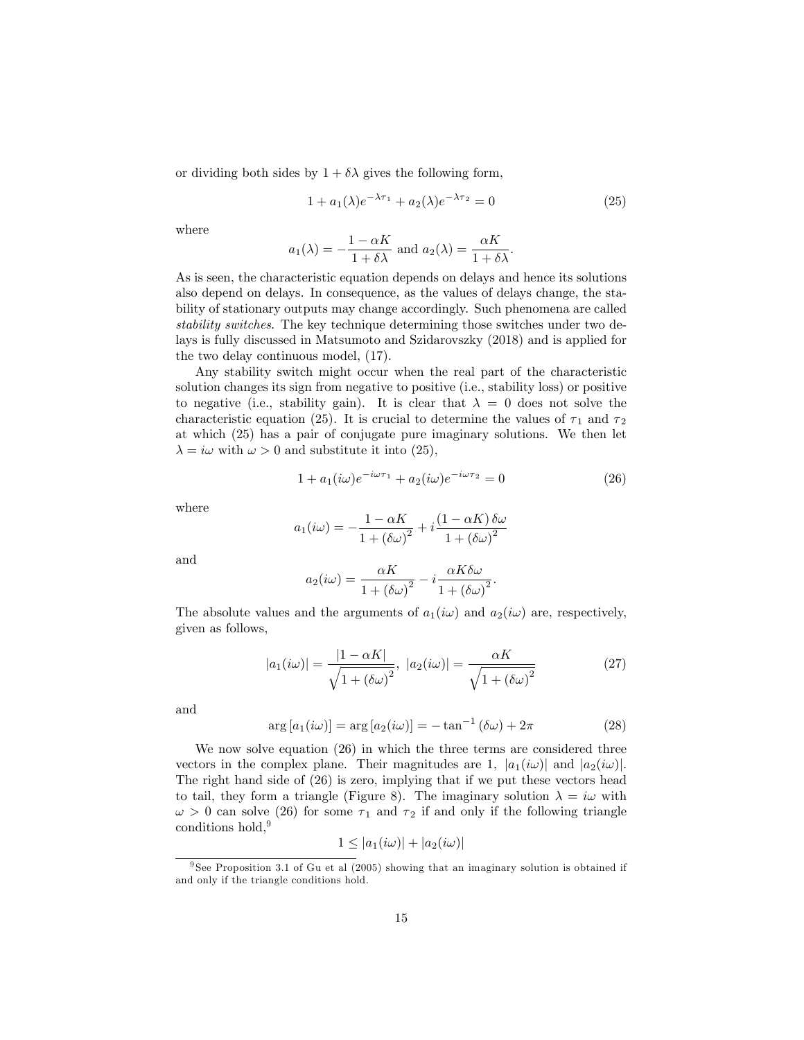or dividing both sides by $1 + \delta\lambda$ gives the following form,

$$1 + a_1(\lambda)e^{-\lambda\tau_1} + a_2(\lambda)e^{-\lambda\tau_2} = 0 \tag{25}$$

where

$$a_1(\lambda) = -\frac{1 - \alpha K}{1 + \delta\lambda} \text{ and } a_2(\lambda) = \frac{\alpha K}{1 + \delta\lambda}.$$

As is seen, the characteristic equation depends on delays and hence its solutions also depend on delays. In consequence, as the values of delays change, the stability of stationary outputs may change accordingly. Such phenomena are called *stability switches*. The key technique determining those switches under two delays is fully discussed in Matsumoto and Szidarovszky (2018) and is applied for the two delay continuous model, (17).

Any stability switch might occur when the real part of the characteristic solution changes its sign from negative to positive (i.e., stability loss) or positive to negative (i.e., stability gain). It is clear that $\lambda = 0$ does not solve the characteristic equation (25). It is crucial to determine the values of $\tau_1$ and $\tau_2$ at which (25) has a pair of conjugate pure imaginary solutions. We then let $\lambda = i\omega$ with $\omega > 0$ and substitute it into (25),

$$1 + a_1(i\omega)e^{-i\omega\tau_1} + a_2(i\omega)e^{-i\omega\tau_2} = 0 \tag{26}$$

where

$$a_1(i\omega) = -\frac{1 - \alpha K}{1 + (\delta\omega)^2} + i\frac{(1 - \alpha K)\,\delta\omega}{1 + (\delta\omega)^2}$$

and

$$a_2(i\omega) = \frac{\alpha K}{1 + (\delta\omega)^2} - i\frac{\alpha K \delta\omega}{1 + (\delta\omega)^2}.$$

The absolute values and the arguments of $a_1(i\omega)$ and $a_2(i\omega)$ are, respectively, given as follows,

$$|a_1(i\omega)| = \frac{|1 - \alpha K|}{\sqrt{1 + (\delta\omega)^2}},\ |a_2(i\omega)| = \frac{\alpha K}{\sqrt{1 + (\delta\omega)^2}} \tag{27}$$

and

$$\arg[a_1(i\omega)] = \arg[a_2(i\omega)] = -\tan^{-1}(\delta\omega) + 2\pi \tag{28}$$

We now solve equation (26) in which the three terms are considered three vectors in the complex plane. Their magnitudes are 1, $|a_1(i\omega)|$ and $|a_2(i\omega)|$. The right hand side of (26) is zero, implying that if we put these vectors head to tail, they form a triangle (Figure 8). The imaginary solution $\lambda = i\omega$ with $\omega > 0$ can solve (26) for some $\tau_1$ and $\tau_2$ if and only if the following triangle conditions hold,[9]

$$1 \leq |a_1(i\omega)| + |a_2(i\omega)|$$

[9] See Proposition 3.1 of Gu et al (2005) showing that an imaginary solution is obtained if and only if the triangle conditions hold.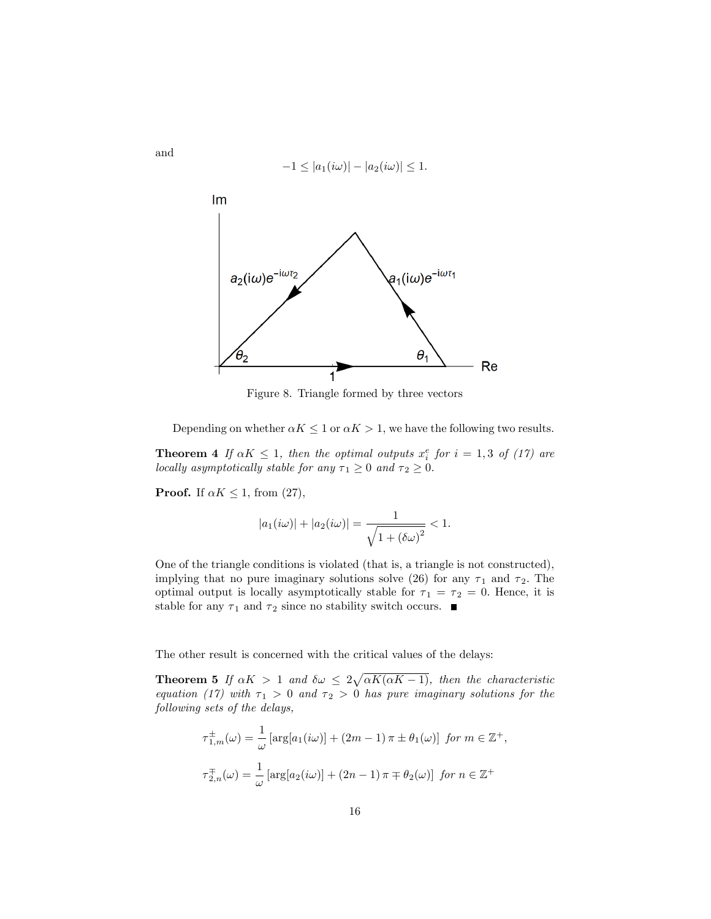and

$$-1 \leq |a_1(i\omega)| - |a_2(i\omega)| \leq 1.$$

Figure 8. Triangle formed by three vectors

Depending on whether $\alpha K \leq 1$ or $\alpha K > 1$, we have the following two results.

**Theorem 4** *If $\alpha K \leq 1$, then the optimal outputs $x_i^e$ for $i = 1, 3$ of (17) are locally asymptotically stable for any $\tau_1 \geq 0$ and $\tau_2 \geq 0$.*

**Proof.** If $\alpha K \leq 1$, from (27),

$$|a_1(i\omega)| + |a_2(i\omega)| = \frac{1}{\sqrt{1 + (\delta\omega)^2}} < 1.$$

One of the triangle conditions is violated (that is, a triangle is not constructed), implying that no pure imaginary solutions solve (26) for any $\tau_1$ and $\tau_2$. The optimal output is locally asymptotically stable for $\tau_1 = \tau_2 = 0$. Hence, it is stable for any $\tau_1$ and $\tau_2$ since no stability switch occurs. ■

The other result is concerned with the critical values of the delays:

**Theorem 5** *If $\alpha K > 1$ and $\delta\omega \leq 2\sqrt{\alpha K(\alpha K - 1)}$, then the characteristic equation (17) with $\tau_1 > 0$ and $\tau_2 > 0$ has pure imaginary solutions for the following sets of the delays,*

$$\tau_{1,m}^{\pm}(\omega) = \frac{1}{\omega}\left[\arg[a_1(i\omega)] + (2m - 1)\pi \pm \theta_1(\omega)\right] \text{ for } m \in \mathbb{Z}^+,$$

$$\tau_{2,n}^{\mp}(\omega) = \frac{1}{\omega}\left[\arg[a_2(i\omega)] + (2n - 1)\pi \mp \theta_2(\omega)\right] \text{ for } n \in \mathbb{Z}^+$$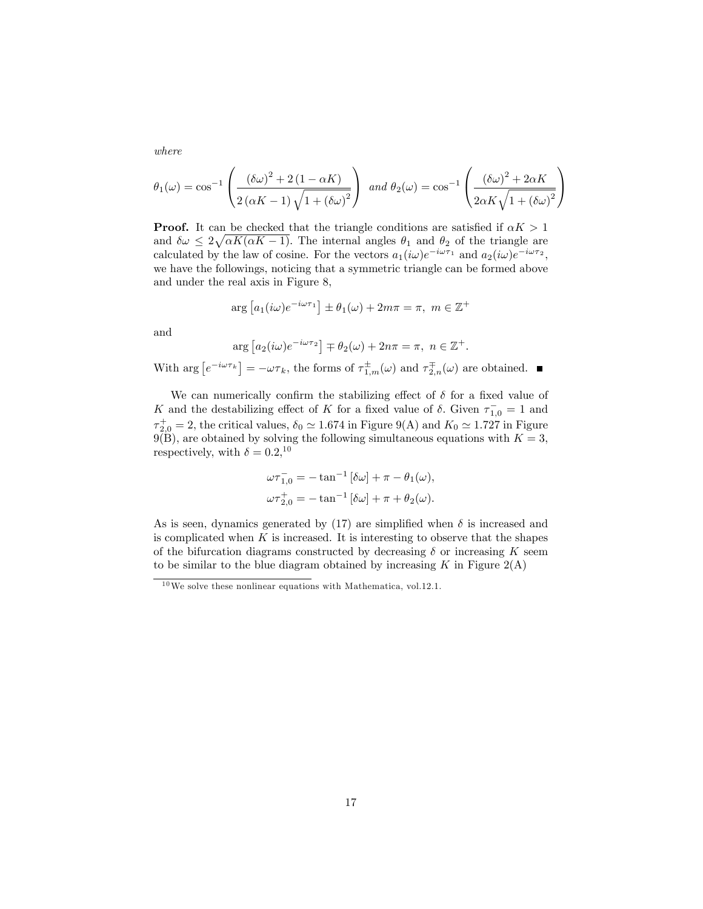*where*

$$\theta_1(\omega) = \cos^{-1}\left(\frac{(\delta\omega)^2 + 2(1-\alpha K)}{2(\alpha K - 1)\sqrt{1+(\delta\omega)^2}}\right) \text{ and } \theta_2(\omega) = \cos^{-1}\left(\frac{(\delta\omega)^2 + 2\alpha K}{2\alpha K\sqrt{1+(\delta\omega)^2}}\right)$$

**Proof.** It can be checked that the triangle conditions are satisfied if $\alpha K > 1$ and $\delta\omega \leq 2\sqrt{\alpha K(\alpha K - 1)}$. The internal angles $\theta_1$ and $\theta_2$ of the triangle are calculated by the law of cosine. For the vectors $a_1(i\omega)e^{-i\omega\tau_1}$ and $a_2(i\omega)e^{-i\omega\tau_2}$, we have the followings, noticing that a symmetric triangle can be formed above and under the real axis in Figure 8,

$$\arg\left[a_1(i\omega)e^{-i\omega\tau_1}\right] \pm \theta_1(\omega) + 2m\pi = \pi, \ m \in \mathbb{Z}^+$$

and

$$\arg\left[a_2(i\omega)e^{-i\omega\tau_2}\right] \mp \theta_2(\omega) + 2n\pi = \pi, \ n \in \mathbb{Z}^+.$$

With $\arg\left[e^{-i\omega\tau_k}\right] = -\omega\tau_k$, the forms of $\tau_{1,m}^{\pm}(\omega)$ and $\tau_{2,n}^{\mp}(\omega)$ are obtained. ■

We can numerically confirm the stabilizing effect of $\delta$ for a fixed value of $K$ and the destabilizing effect of $K$ for a fixed value of $\delta$. Given $\tau_{1,0}^{-} = 1$ and $\tau_{2,0}^{+} = 2$, the critical values, $\delta_0 \simeq 1.674$ in Figure 9(A) and $K_0 \simeq 1.727$ in Figure 9(B), are obtained by solving the following simultaneous equations with $K = 3$, respectively, with $\delta = 0.2$,[10]

$$\omega\tau_{1,0}^{-} = -\tan^{-1}[\delta\omega] + \pi - \theta_1(\omega),$$
$$\omega\tau_{2,0}^{+} = -\tan^{-1}[\delta\omega] + \pi + \theta_2(\omega).$$

As is seen, dynamics generated by (17) are simplified when $\delta$ is increased and is complicated when $K$ is increased. It is interesting to observe that the shapes of the bifurcation diagrams constructed by decreasing $\delta$ or increasing $K$ seem to be similar to the blue diagram obtained by increasing $K$ in Figure 2(A)

[10] We solve these nonlinear equations with Mathematica, vol.12.1.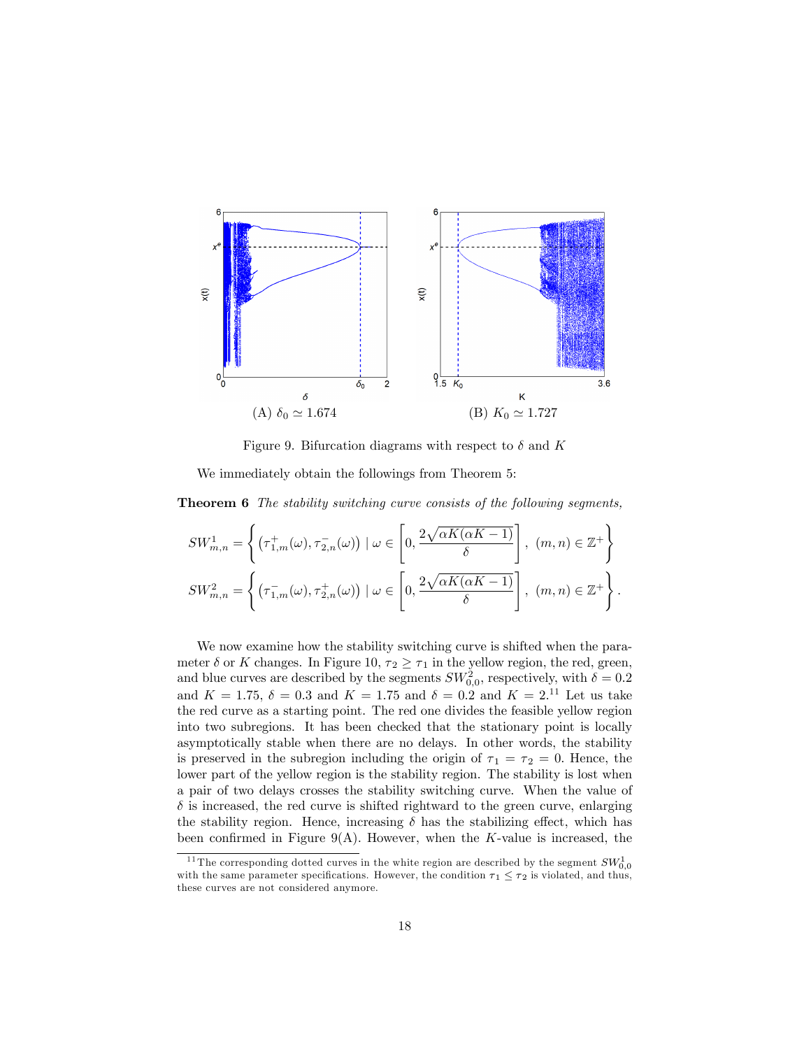(A) $\delta_0 \simeq 1.674$ (B) $K_0 \simeq 1.727$

Figure 9. Bifurcation diagrams with respect to $\delta$ and $K$

We immediately obtain the followings from Theorem 5:

**Theorem 6** *The stability switching curve consists of the following segments,*

$$SW^1_{m,n} = \left\{ \left(\tau^+_{1,m}(\omega), \tau^-_{2,n}(\omega)\right) \mid \omega \in \left[0, \frac{2\sqrt{\alpha K(\alpha K - 1)}}{\delta}\right],\ (m,n) \in \mathbb{Z}^+ \right\}$$

$$SW^2_{m,n} = \left\{ \left(\tau^-_{1,m}(\omega), \tau^+_{2,n}(\omega)\right) \mid \omega \in \left[0, \frac{2\sqrt{\alpha K(\alpha K - 1)}}{\delta}\right],\ (m,n) \in \mathbb{Z}^+ \right\}.$$

We now examine how the stability switching curve is shifted when the parameter $\delta$ or $K$ changes. In Figure 10, $\tau_2 \geq \tau_1$ in the yellow region, the red, green, and blue curves are described by the segments $SW^2_{0,0}$, respectively, with $\delta = 0.2$ and $K = 1.75$, $\delta = 0.3$ and $K = 1.75$ and $\delta = 0.2$ and $K = 2$.[11] Let us take the red curve as a starting point. The red one divides the feasible yellow region into two subregions. It has been checked that the stationary point is locally asymptotically stable when there are no delays. In other words, the stability is preserved in the subregion including the origin of $\tau_1 = \tau_2 = 0$. Hence, the lower part of the yellow region is the stability region. The stability is lost when a pair of two delays crosses the stability switching curve. When the value of $\delta$ is increased, the red curve is shifted rightward to the green curve, enlarging the stability region. Hence, increasing $\delta$ has the stabilizing effect, which has been confirmed in Figure 9(A). However, when the $K$-value is increased, the

[11] The corresponding dotted curves in the white region are described by the segment $SW^1_{0,0}$ with the same parameter specifications. However, the condition $\tau_1 \leq \tau_2$ is violated, and thus, these curves are not considered anymore.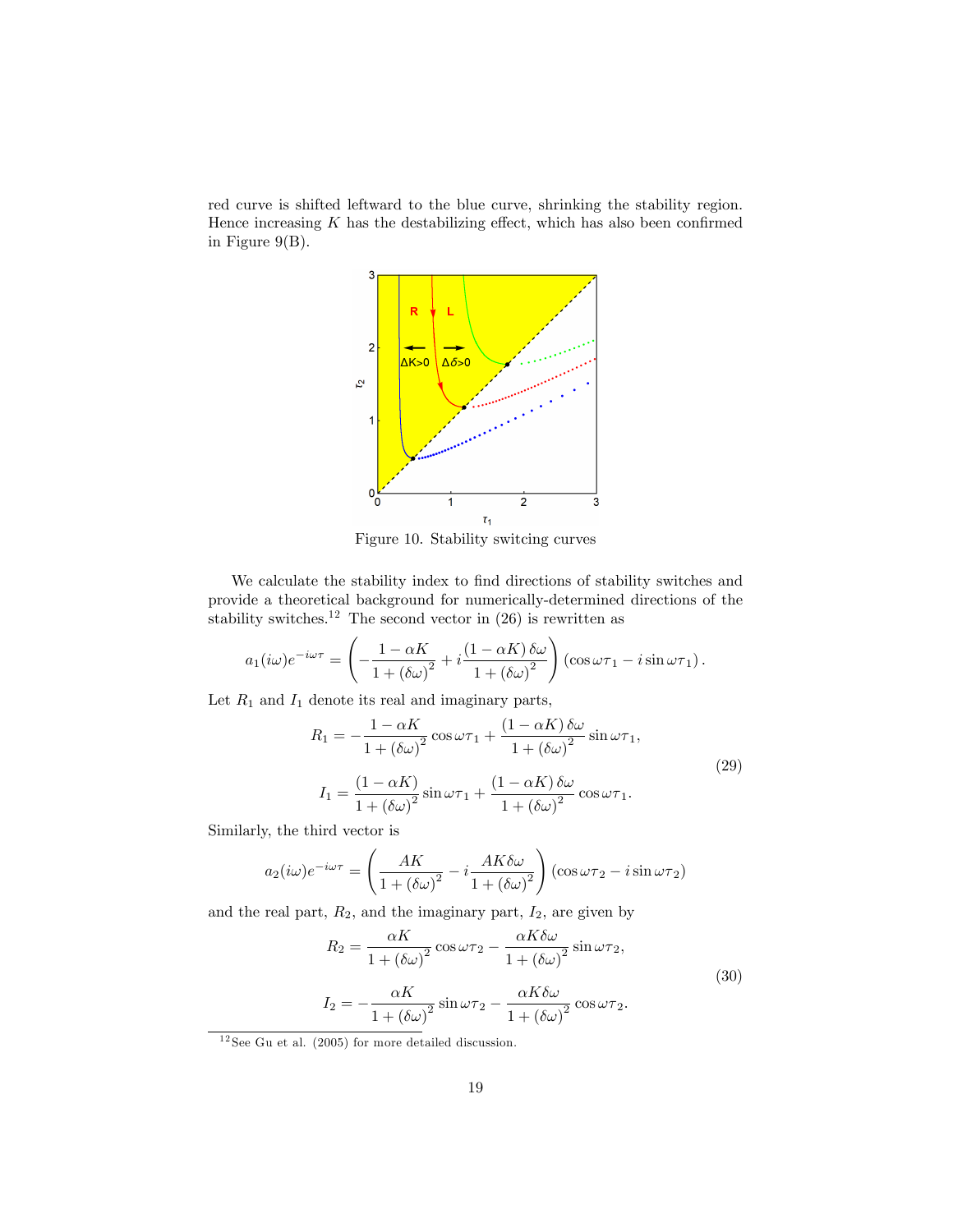red curve is shifted leftward to the blue curve, shrinking the stability region. Hence increasing $K$ has the destabilizing effect, which has also been confirmed in Figure 9(B).

Figure 10. Stability switcing curves

We calculate the stability index to find directions of stability switches and provide a theoretical background for numerically-determined directions of the stability switches.[12] The second vector in (26) is rewritten as

$$a_1(i\omega)e^{-i\omega\tau} = \left(-\frac{1-\alpha K}{1+(\delta\omega)^2} + i\frac{(1-\alpha K)\,\delta\omega}{1+(\delta\omega)^2}\right)(\cos\omega\tau_1 - i\sin\omega\tau_1).$$

Let $R_1$ and $I_1$ denote its real and imaginary parts,

$$\begin{aligned} R_1 &= -\frac{1-\alpha K}{1+(\delta\omega)^2}\cos\omega\tau_1 + \frac{(1-\alpha K)\,\delta\omega}{1+(\delta\omega)^2}\sin\omega\tau_1, \\ I_1 &= \frac{(1-\alpha K)}{1+(\delta\omega)^2}\sin\omega\tau_1 + \frac{(1-\alpha K)\,\delta\omega}{1+(\delta\omega)^2}\cos\omega\tau_1. \end{aligned} \tag{29}$$

Similarly, the third vector is

$$a_2(i\omega)e^{-i\omega\tau} = \left(\frac{AK}{1+(\delta\omega)^2} - i\frac{AK\delta\omega}{1+(\delta\omega)^2}\right)(\cos\omega\tau_2 - i\sin\omega\tau_2)$$

and the real part, $R_2$, and the imaginary part, $I_2$, are given by

$$\begin{aligned} R_2 &= \frac{\alpha K}{1+(\delta\omega)^2}\cos\omega\tau_2 - \frac{\alpha K\delta\omega}{1+(\delta\omega)^2}\sin\omega\tau_2, \\ I_2 &= -\frac{\alpha K}{1+(\delta\omega)^2}\sin\omega\tau_2 - \frac{\alpha K\delta\omega}{1+(\delta\omega)^2}\cos\omega\tau_2. \end{aligned} \tag{30}$$

[12] See Gu et al. (2005) for more detailed discussion.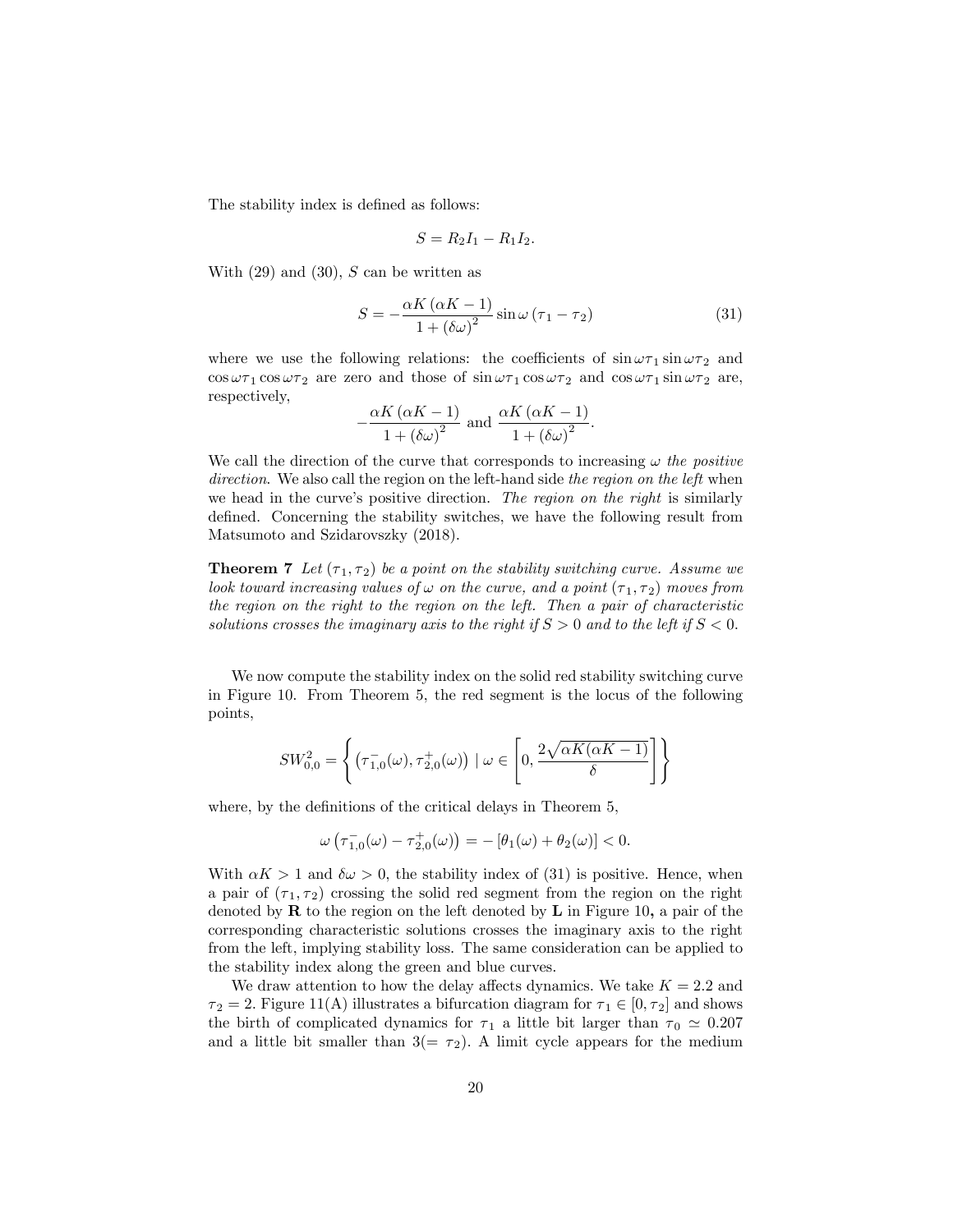The stability index is defined as follows:

$$S = R_2 I_1 - R_1 I_2.$$

With (29) and (30), $S$ can be written as

$$S = -\frac{\alpha K (\alpha K - 1)}{1 + (\delta \omega)^2} \sin \omega (\tau_1 - \tau_2) \tag{31}$$

where we use the following relations: the coefficients of $\sin \omega\tau_1 \sin \omega\tau_2$ and $\cos \omega\tau_1 \cos \omega\tau_2$ are zero and those of $\sin \omega\tau_1 \cos \omega\tau_2$ and $\cos \omega\tau_1 \sin \omega\tau_2$ are, respectively,

$$-\frac{\alpha K (\alpha K - 1)}{1 + (\delta \omega)^2} \text{ and } \frac{\alpha K (\alpha K - 1)}{1 + (\delta \omega)^2}.$$

We call the direction of the curve that corresponds to increasing $\omega$ *the positive direction*. We also call the region on the left-hand side *the region on the left* when we head in the curve's positive direction. *The region on the right* is similarly defined. Concerning the stability switches, we have the following result from Matsumoto and Szidarovszky (2018).

**Theorem 7** *Let $(\tau_1, \tau_2)$ be a point on the stability switching curve. Assume we look toward increasing values of $\omega$ on the curve, and a point $(\tau_1, \tau_2)$ moves from the region on the right to the region on the left. Then a pair of characteristic solutions crosses the imaginary axis to the right if $S > 0$ and to the left if $S < 0$.*

We now compute the stability index on the solid red stability switching curve in Figure 10. From Theorem 5, the red segment is the locus of the following points,

$$SW^2_{0,0} = \left\{ \left(\tau^-_{1,0}(\omega), \tau^+_{2,0}(\omega)\right) \mid \omega \in \left[0, \frac{2\sqrt{\alpha K(\alpha K - 1)}}{\delta}\right] \right\}$$

where, by the definitions of the critical delays in Theorem 5,

$$\omega \left(\tau^-_{1,0}(\omega) - \tau^+_{2,0}(\omega)\right) = -\left[\theta_1(\omega) + \theta_2(\omega)\right] < 0.$$

With $\alpha K > 1$ and $\delta\omega > 0$, the stability index of (31) is positive. Hence, when a pair of $(\tau_1, \tau_2)$ crossing the solid red segment from the region on the right denoted by **R** to the region on the left denoted by **L** in Figure 10**,** a pair of the corresponding characteristic solutions crosses the imaginary axis to the right from the left, implying stability loss. The same consideration can be applied to the stability index along the green and blue curves.

We draw attention to how the delay affects dynamics. We take $K = 2.2$ and $\tau_2 = 2$. Figure 11(A) illustrates a bifurcation diagram for $\tau_1 \in [0, \tau_2]$ and shows the birth of complicated dynamics for $\tau_1$ a little bit larger than $\tau_0 \simeq 0.207$ and a little bit smaller than $3(= \tau_2)$. A limit cycle appears for the medium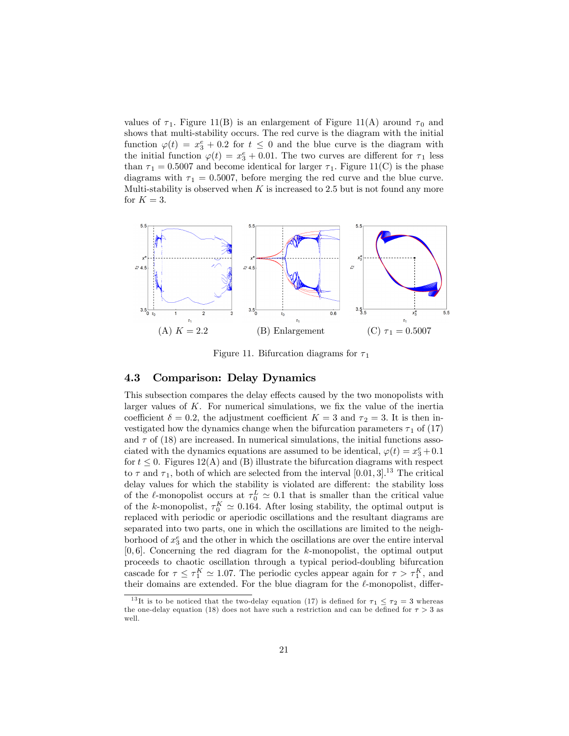values of $\tau_1$. Figure 11(B) is an enlargement of Figure 11(A) around $\tau_0$ and shows that multi-stability occurs. The red curve is the diagram with the initial function $\varphi(t) = x_3^e + 0.2$ for $t \leq 0$ and the blue curve is the diagram with the initial function $\varphi(t) = x_3^e + 0.01$. The two curves are different for $\tau_1$ less than $\tau_1 = 0.5007$ and become identical for larger $\tau_1$. Figure 11(C) is the phase diagrams with $\tau_1 = 0.5007$, before merging the red curve and the blue curve. Multi-stability is observed when $K$ is increased to 2.5 but is not found any more for $K = 3$.

(A) $K = 2.2$ (B) Enlargement (C) $\tau_1 = 0.5007$

Figure 11. Bifurcation diagrams for $\tau_1$

### 4.3 Comparison: Delay Dynamics

This subsection compares the delay effects caused by the two monopolists with larger values of $K$. For numerical simulations, we fix the value of the inertia coefficient $\delta = 0.2$, the adjustment coefficient $K = 3$ and $\tau_2 = 3$. It is then investigated how the dynamics change when the bifurcation parameters $\tau_1$ of (17) and $\tau$ of (18) are increased. In numerical simulations, the initial functions associated with the dynamics equations are assumed to be identical, $\varphi(t) = x_3^e + 0.1$ for $t \leq 0$. Figures 12(A) and (B) illustrate the bifurcation diagrams with respect to $\tau$ and $\tau_1$, both of which are selected from the interval $[0.01, 3]$.[13] The critical delay values for which the stability is violated are different: the stability loss of the $\ell$-monopolist occurs at $\tau_0^L \simeq 0.1$ that is smaller than the critical value of the $k$-monopolist, $\tau_0^K \simeq 0.164$. After losing stability, the optimal output is replaced with periodic or aperiodic oscillations and the resultant diagrams are separated into two parts, one in which the oscillations are limited to the neighborhood of $x_3^e$ and the other in which the oscillations are over the entire interval $[0, 6]$. Concerning the red diagram for the $k$-monopolist, the optimal output proceeds to chaotic oscillation through a typical period-doubling bifurcation cascade for $\tau \leq \tau_1^K \simeq 1.07$. The periodic cycles appear again for $\tau > \tau_1^K$, and their domains are extended. For the blue diagram for the $\ell$-monopolist, differ-

[13] It is to be noticed that the two-delay equation (17) is defined for $\tau_1 \leq \tau_2 = 3$ whereas the one-delay equation (18) does not have such a restriction and can be defined for $\tau > 3$ as well.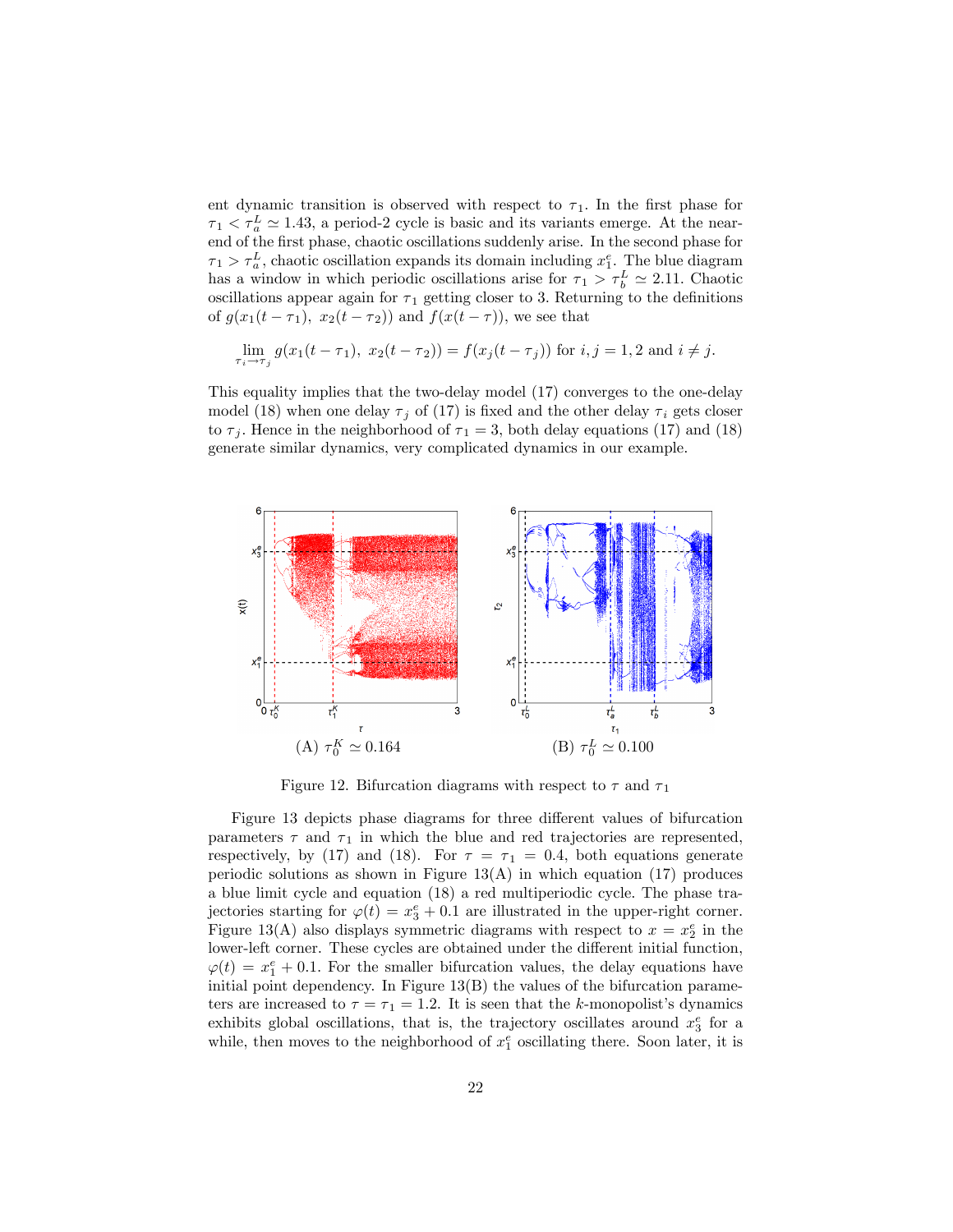ent dynamic transition is observed with respect to $\tau_1$. In the first phase for $\tau_1 < \tau_a^L \simeq 1.43$, a period-2 cycle is basic and its variants emerge. At the near-end of the first phase, chaotic oscillations suddenly arise. In the second phase for $\tau_1 > \tau_a^L$, chaotic oscillation expands its domain including $x_1^e$. The blue diagram has a window in which periodic oscillations arise for $\tau_1 > \tau_b^L \simeq 2.11$. Chaotic oscillations appear again for $\tau_1$ getting closer to 3. Returning to the definitions of $g(x_1(t-\tau_1),\ x_2(t-\tau_2))$ and $f(x(t-\tau))$, we see that

$$\lim_{\tau_i \to \tau_j} g(x_1(t-\tau_1),\ x_2(t-\tau_2)) = f(x_j(t-\tau_j)) \text{ for } i,j = 1,2 \text{ and } i \neq j.$$

This equality implies that the two-delay model (17) converges to the one-delay model (18) when one delay $\tau_j$ of (17) is fixed and the other delay $\tau_i$ gets closer to $\tau_j$. Hence in the neighborhood of $\tau_1 = 3$, both delay equations (17) and (18) generate similar dynamics, very complicated dynamics in our example.

(A) $\tau_0^K \simeq 0.164$

(B) $\tau_0^L \simeq 0.100$

Figure 12. Bifurcation diagrams with respect to $\tau$ and $\tau_1$

Figure 13 depicts phase diagrams for three different values of bifurcation parameters $\tau$ and $\tau_1$ in which the blue and red trajectories are represented, respectively, by (17) and (18). For $\tau = \tau_1 = 0.4$, both equations generate periodic solutions as shown in Figure 13(A) in which equation (17) produces a blue limit cycle and equation (18) a red multiperiodic cycle. The phase trajectories starting for $\varphi(t) = x_3^e + 0.1$ are illustrated in the upper-right corner. Figure 13(A) also displays symmetric diagrams with respect to $x = x_2^e$ in the lower-left corner. These cycles are obtained under the different initial function, $\varphi(t) = x_1^e + 0.1$. For the smaller bifurcation values, the delay equations have initial point dependency. In Figure 13(B) the values of the bifurcation parameters are increased to $\tau = \tau_1 = 1.2$. It is seen that the $k$-monopolist's dynamics exhibits global oscillations, that is, the trajectory oscillates around $x_3^e$ for a while, then moves to the neighborhood of $x_1^e$ oscillating there. Soon later, it is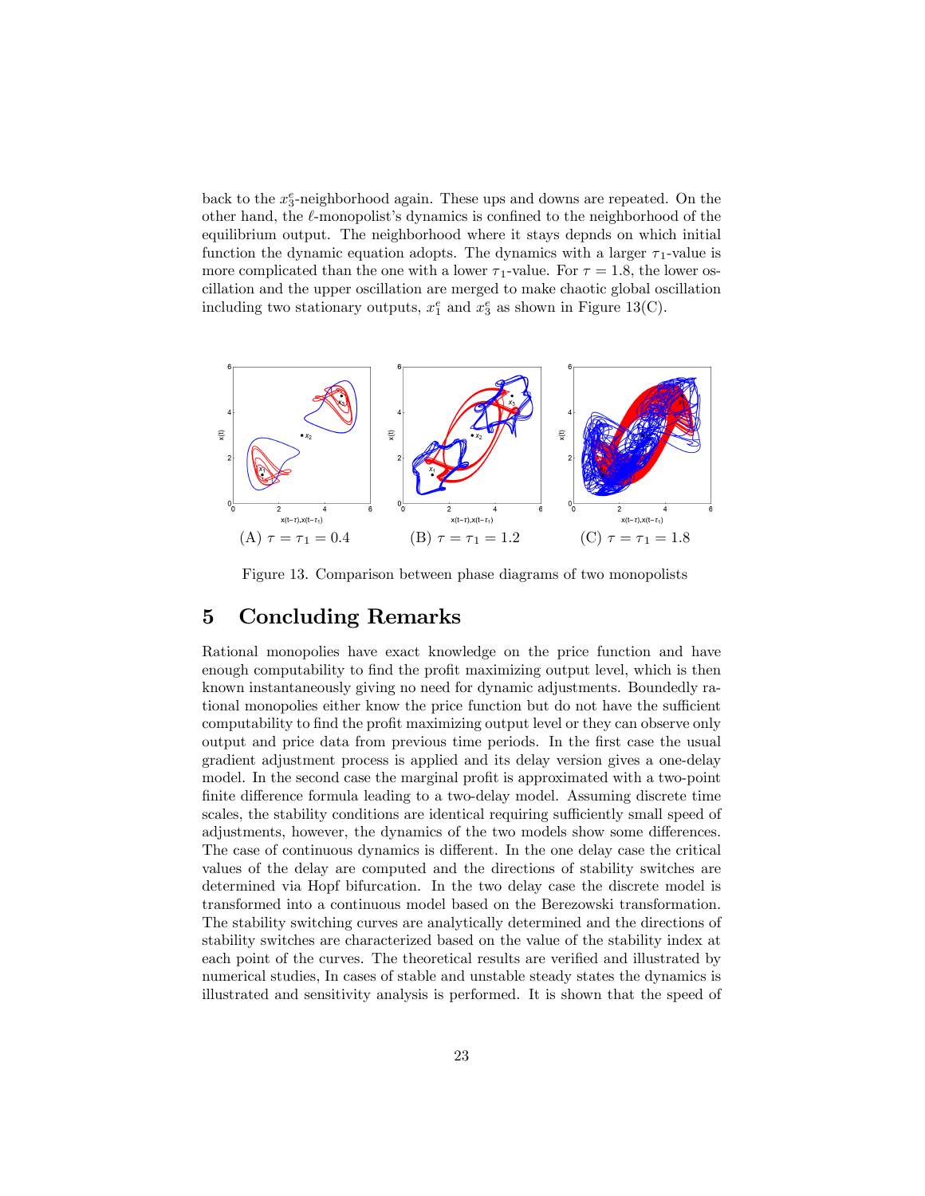back to the $x_3^e$-neighborhood again. These ups and downs are repeated. On the other hand, the $\ell$-monopolist's dynamics is confined to the neighborhood of the equilibrium output. The neighborhood where it stays depnds on which initial function the dynamic equation adopts. The dynamics with a larger $\tau_1$-value is more complicated than the one with a lower $\tau_1$-value. For $\tau = 1.8$, the lower oscillation and the upper oscillation are merged to make chaotic global oscillation including two stationary outputs, $x_1^e$ and $x_3^e$ as shown in Figure 13(C).

(A) $\tau = \tau_1 = 0.4$ (B) $\tau = \tau_1 = 1.2$ (C) $\tau = \tau_1 = 1.8$

Figure 13. Comparison between phase diagrams of two monopolists

# 5 Concluding Remarks

Rational monopolies have exact knowledge on the price function and have enough computability to find the profit maximizing output level, which is then known instantaneously giving no need for dynamic adjustments. Boundedly rational monopolies either know the price function but do not have the sufficient computability to find the profit maximizing output level or they can observe only output and price data from previous time periods. In the first case the usual gradient adjustment process is applied and its delay version gives a one-delay model. In the second case the marginal profit is approximated with a two-point finite difference formula leading to a two-delay model. Assuming discrete time scales, the stability conditions are identical requiring sufficiently small speed of adjustments, however, the dynamics of the two models show some differences. The case of continuous dynamics is different. In the one delay case the critical values of the delay are computed and the directions of stability switches are determined via Hopf bifurcation. In the two delay case the discrete model is transformed into a continuous model based on the Berezowski transformation. The stability switching curves are analytically determined and the directions of stability switches are characterized based on the value of the stability index at each point of the curves. The theoretical results are verified and illustrated by numerical studies, In cases of stable and unstable steady states the dynamics is illustrated and sensitivity analysis is performed. It is shown that the speed of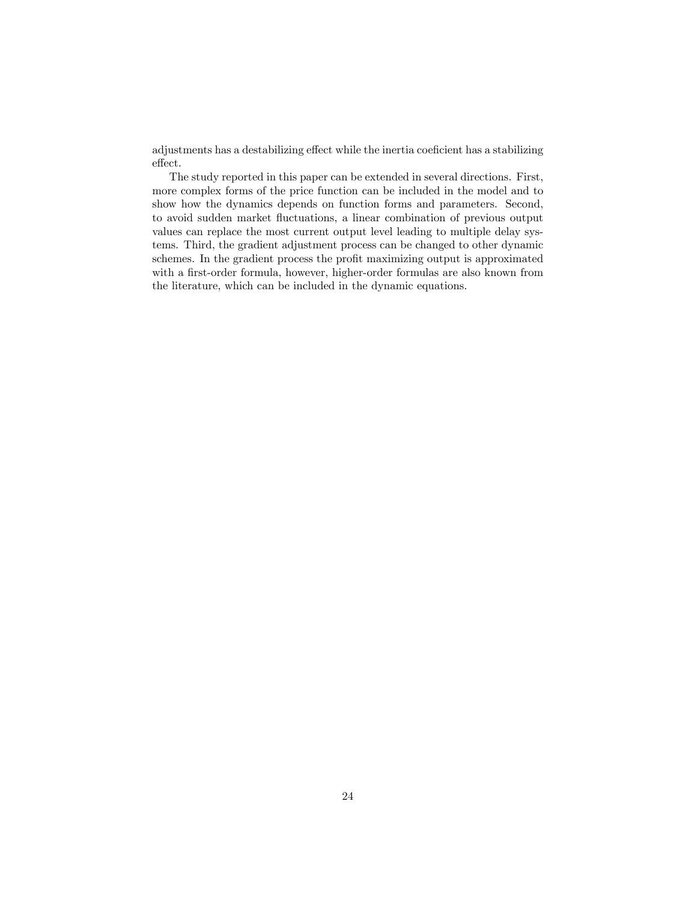adjustments has a destabilizing effect while the inertia coeficient has a stabilizing effect.

The study reported in this paper can be extended in several directions. First, more complex forms of the price function can be included in the model and to show how the dynamics depends on function forms and parameters. Second, to avoid sudden market fluctuations, a linear combination of previous output values can replace the most current output level leading to multiple delay systems. Third, the gradient adjustment process can be changed to other dynamic schemes. In the gradient process the profit maximizing output is approximated with a first-order formula, however, higher-order formulas are also known from the literature, which can be included in the dynamic equations.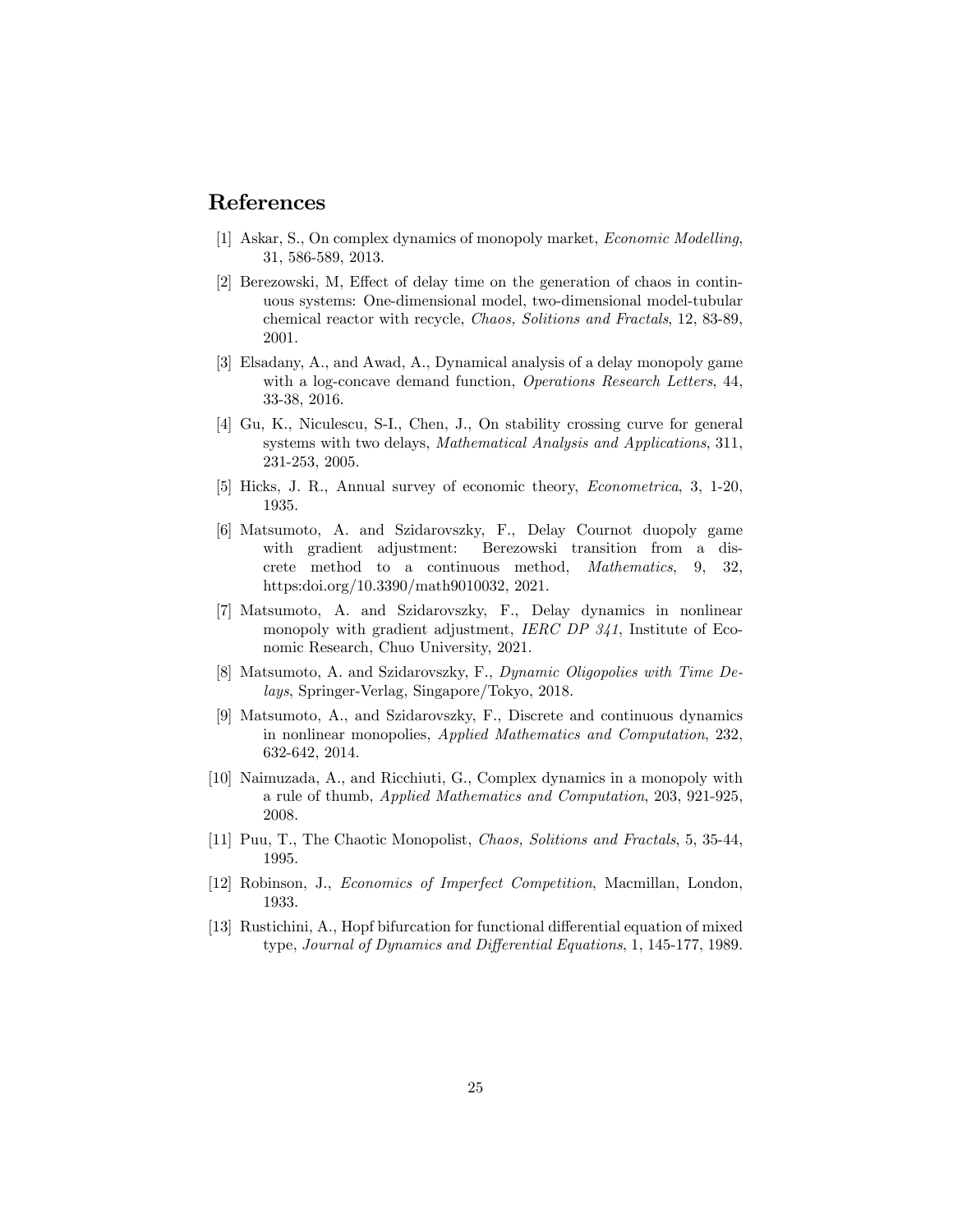## References

[1] Askar, S., On complex dynamics of monopoly market, *Economic Modelling*, 31, 586-589, 2013.

[2] Berezowski, M, Effect of delay time on the generation of chaos in continuous systems: One-dimensional model, two-dimensional model-tubular chemical reactor with recycle, *Chaos, Solitions and Fractals*, 12, 83-89, 2001.

[3] Elsadany, A., and Awad, A., Dynamical analysis of a delay monopoly game with a log-concave demand function, *Operations Research Letters*, 44, 33-38, 2016.

[4] Gu, K., Niculescu, S-I., Chen, J., On stability crossing curve for general systems with two delays, *Mathematical Analysis and Applications*, 311, 231-253, 2005.

[5] Hicks, J. R., Annual survey of economic theory, *Econometrica*, 3, 1-20, 1935.

[6] Matsumoto, A. and Szidarovszky, F., Delay Cournot duopoly game with gradient adjustment: Berezowski transition from a discrete method to a continuous method, *Mathematics*, 9, 32, https:doi.org/10.3390/math9010032, 2021.

[7] Matsumoto, A. and Szidarovszky, F., Delay dynamics in nonlinear monopoly with gradient adjustment, *IERC DP 341*, Institute of Economic Research, Chuo University, 2021.

[8] Matsumoto, A. and Szidarovszky, F., *Dynamic Oligopolies with Time Delays*, Springer-Verlag, Singapore/Tokyo, 2018.

[9] Matsumoto, A., and Szidarovszky, F., Discrete and continuous dynamics in nonlinear monopolies, *Applied Mathematics and Computation*, 232, 632-642, 2014.

[10] Naimuzada, A., and Ricchiuti, G., Complex dynamics in a monopoly with a rule of thumb, *Applied Mathematics and Computation*, 203, 921-925, 2008.

[11] Puu, T., The Chaotic Monopolist, *Chaos, Solitions and Fractals*, 5, 35-44, 1995.

[12] Robinson, J., *Economics of Imperfect Competition*, Macmillan, London, 1933.

[13] Rustichini, A., Hopf bifurcation for functional differential equation of mixed type, *Journal of Dynamics and Differential Equations*, 1, 145-177, 1989.